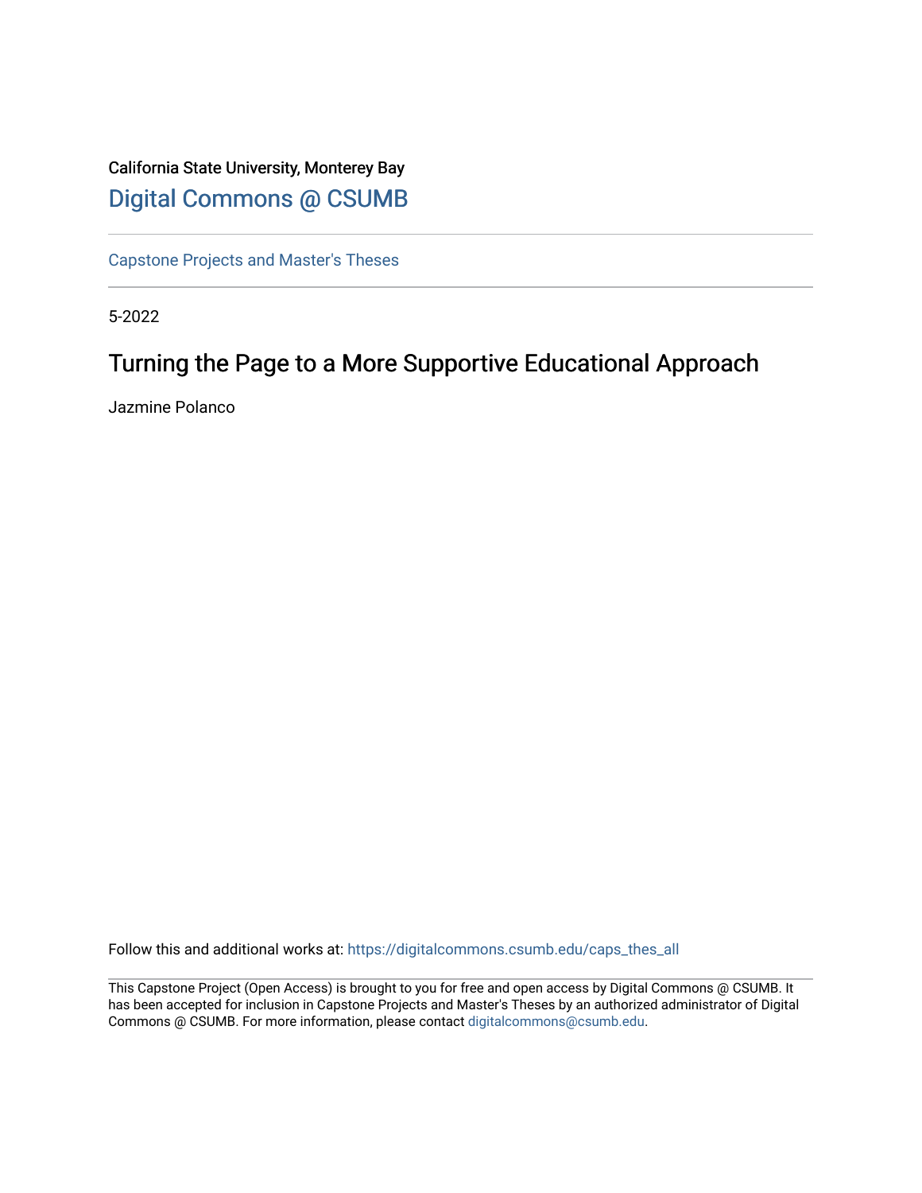California State University, Monterey Bay

[Digital Commons @ CSUMB](https://digitalcommons.csumb.edu/)

---

[Capstone Projects and Master's Theses](https://digitalcommons.csumb.edu/caps_thes_all)

---

5-2022

# Turning the Page to a More Supportive Educational Approach

Jazmine Polanco

Follow this and additional works at: https://digitalcommons.csumb.edu/caps_thes_all

---

This Capstone Project (Open Access) is brought to you for free and open access by Digital Commons @ CSUMB. It has been accepted for inclusion in Capstone Projects and Master's Theses by an authorized administrator of Digital Commons @ CSUMB. For more information, please contact digitalcommons@csumb.edu.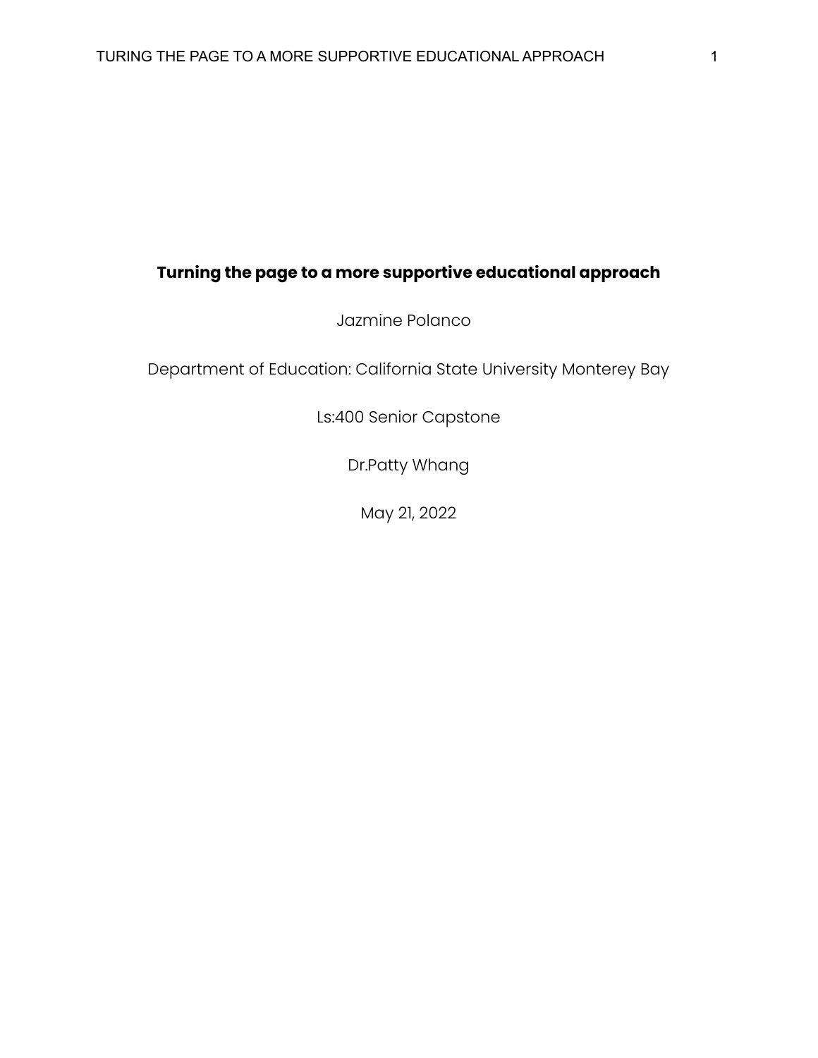# Turning the page to a more supportive educational approach

Jazmine Polanco

Department of Education: California State University Monterey Bay

Ls:400 Senior Capstone

Dr.Patty Whang

May 21, 2022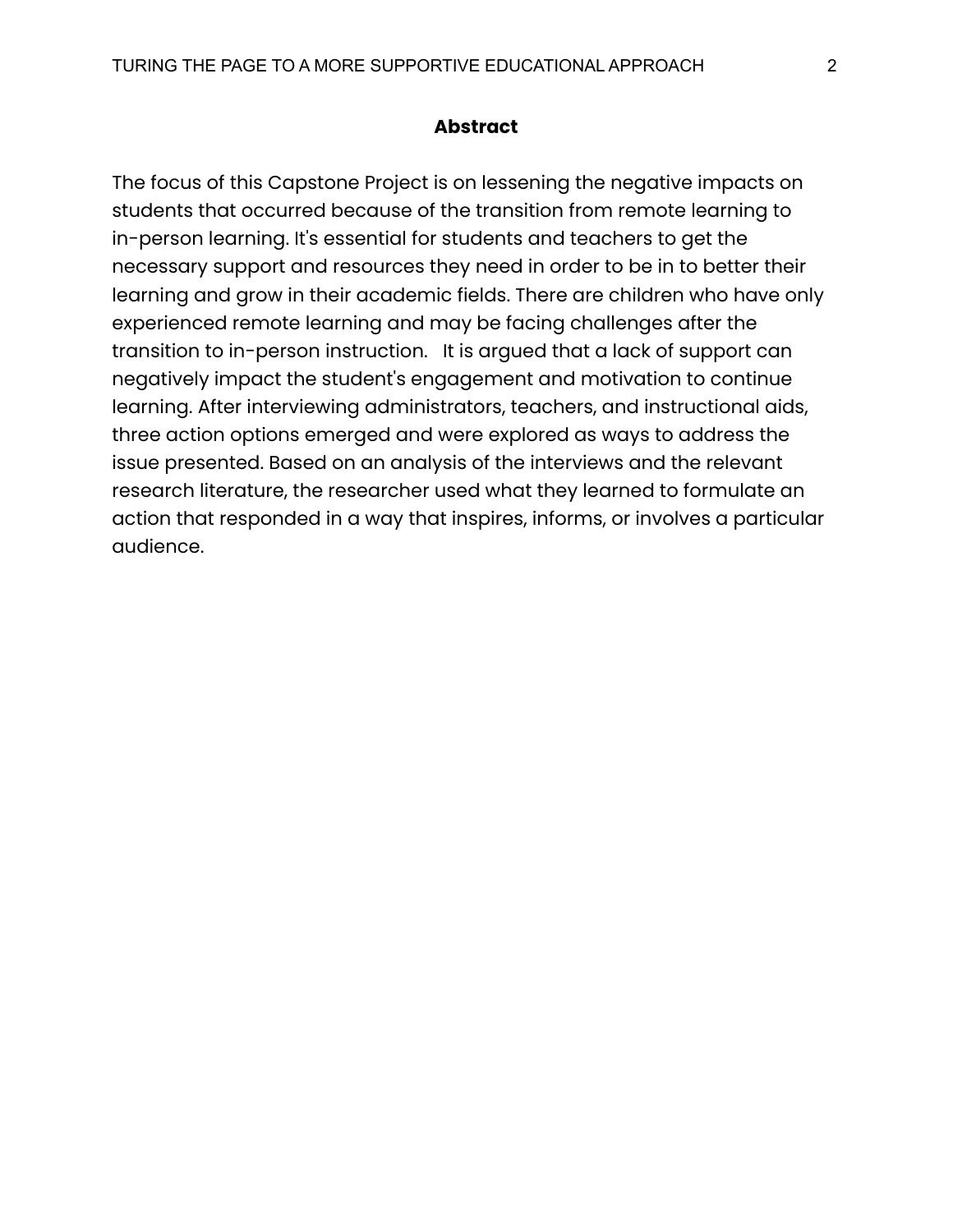## Abstract

The focus of this Capstone Project is on lessening the negative impacts on students that occurred because of the transition from remote learning to in-person learning. It's essential for students and teachers to get the necessary support and resources they need in order to be in to better their learning and grow in their academic fields. There are children who have only experienced remote learning and may be facing challenges after the transition to in-person instruction. It is argued that a lack of support can negatively impact the student's engagement and motivation to continue learning. After interviewing administrators, teachers, and instructional aids, three action options emerged and were explored as ways to address the issue presented. Based on an analysis of the interviews and the relevant research literature, the researcher used what they learned to formulate an action that responded in a way that inspires, informs, or involves a particular audience.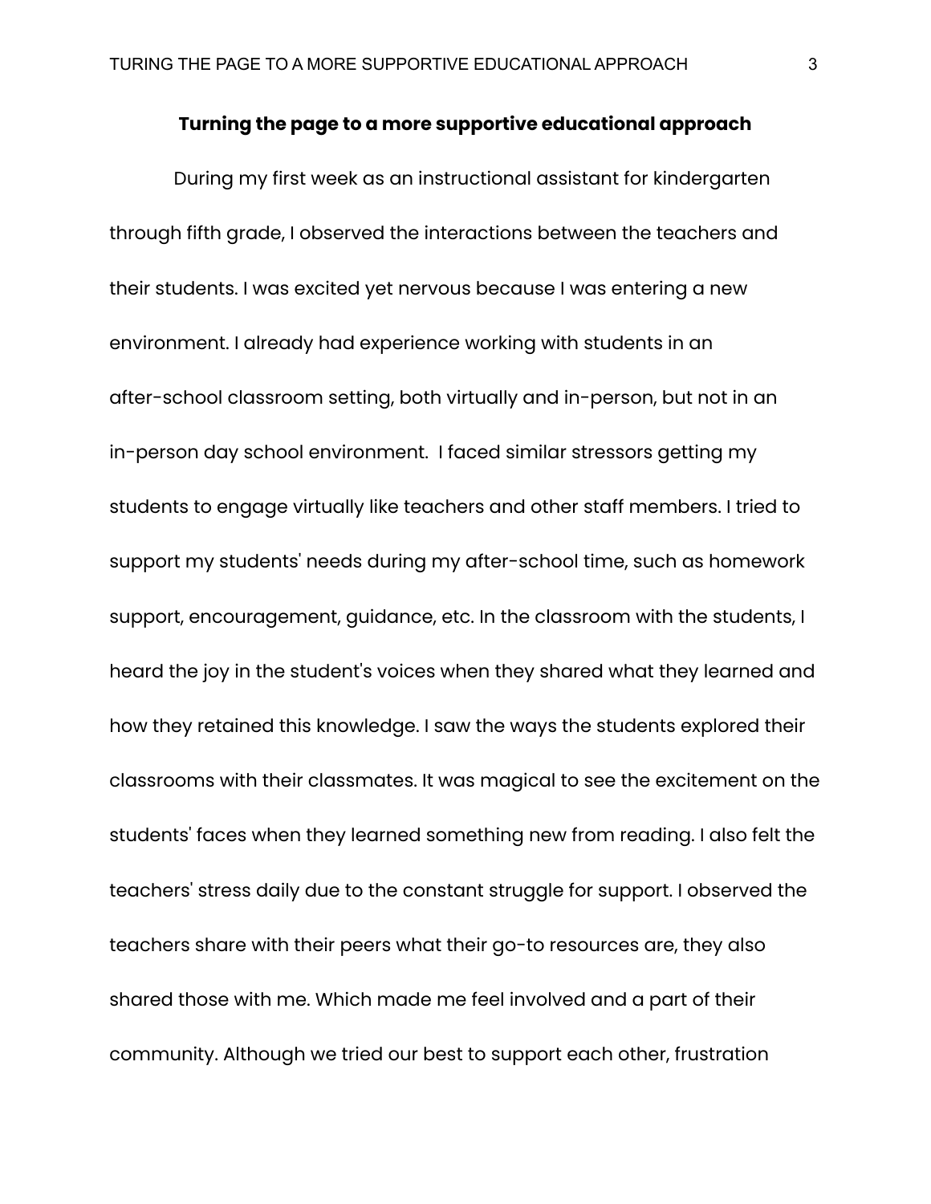# Turning the page to a more supportive educational approach

During my first week as an instructional assistant for kindergarten through fifth grade, I observed the interactions between the teachers and their students. I was excited yet nervous because I was entering a new environment. I already had experience working with students in an after-school classroom setting, both virtually and in-person, but not in an in-person day school environment. I faced similar stressors getting my students to engage virtually like teachers and other staff members. I tried to support my students' needs during my after-school time, such as homework support, encouragement, guidance, etc. In the classroom with the students, I heard the joy in the student's voices when they shared what they learned and how they retained this knowledge. I saw the ways the students explored their classrooms with their classmates. It was magical to see the excitement on the students' faces when they learned something new from reading. I also felt the teachers' stress daily due to the constant struggle for support. I observed the teachers share with their peers what their go-to resources are, they also shared those with me. Which made me feel involved and a part of their community. Although we tried our best to support each other, frustration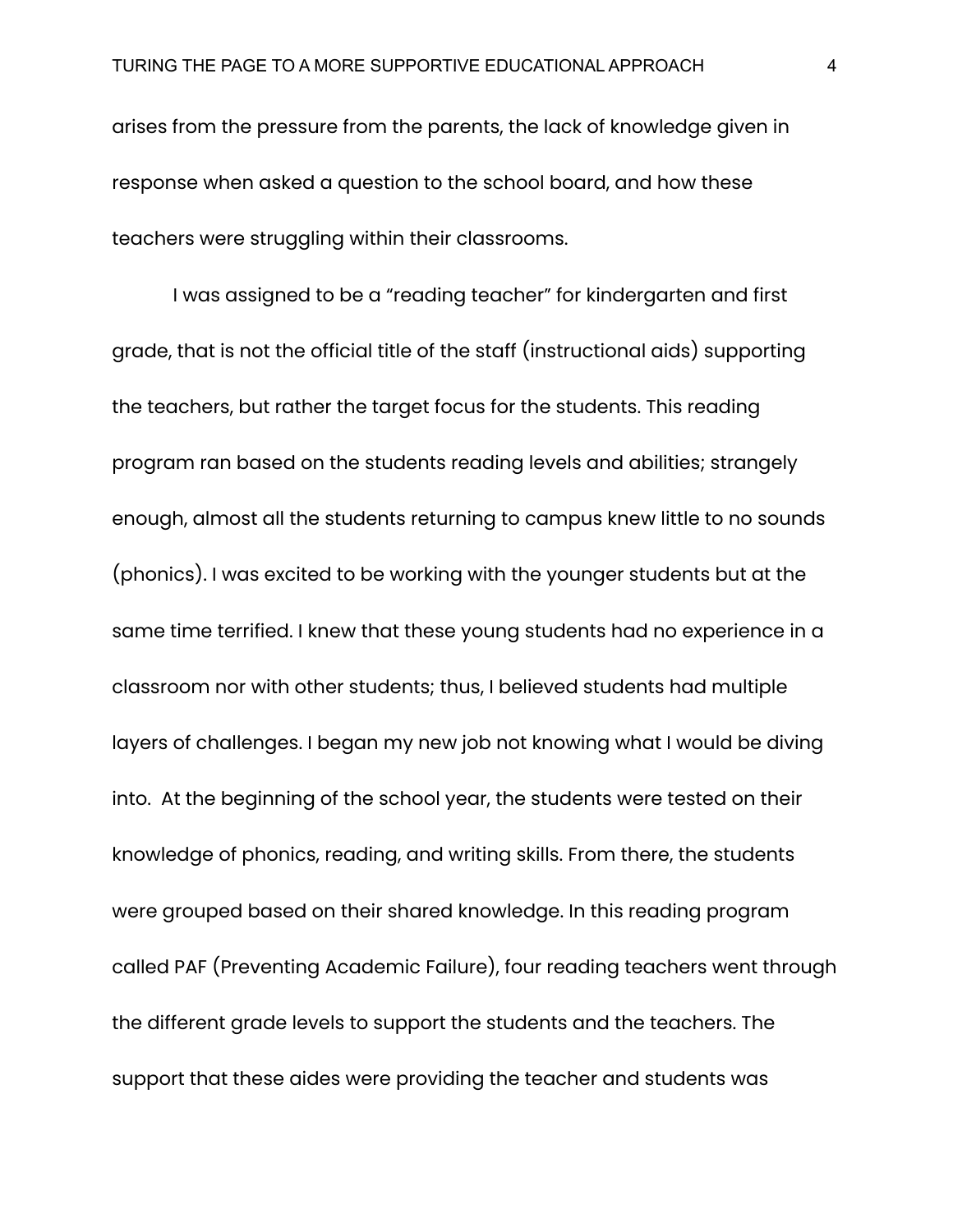arises from the pressure from the parents, the lack of knowledge given in response when asked a question to the school board, and how these teachers were struggling within their classrooms.

I was assigned to be a "reading teacher" for kindergarten and first grade, that is not the official title of the staff (instructional aids) supporting the teachers, but rather the target focus for the students. This reading program ran based on the students reading levels and abilities; strangely enough, almost all the students returning to campus knew little to no sounds (phonics). I was excited to be working with the younger students but at the same time terrified. I knew that these young students had no experience in a classroom nor with other students; thus, I believed students had multiple layers of challenges. I began my new job not knowing what I would be diving into. At the beginning of the school year, the students were tested on their knowledge of phonics, reading, and writing skills. From there, the students were grouped based on their shared knowledge. In this reading program called PAF (Preventing Academic Failure), four reading teachers went through the different grade levels to support the students and the teachers. The support that these aides were providing the teacher and students was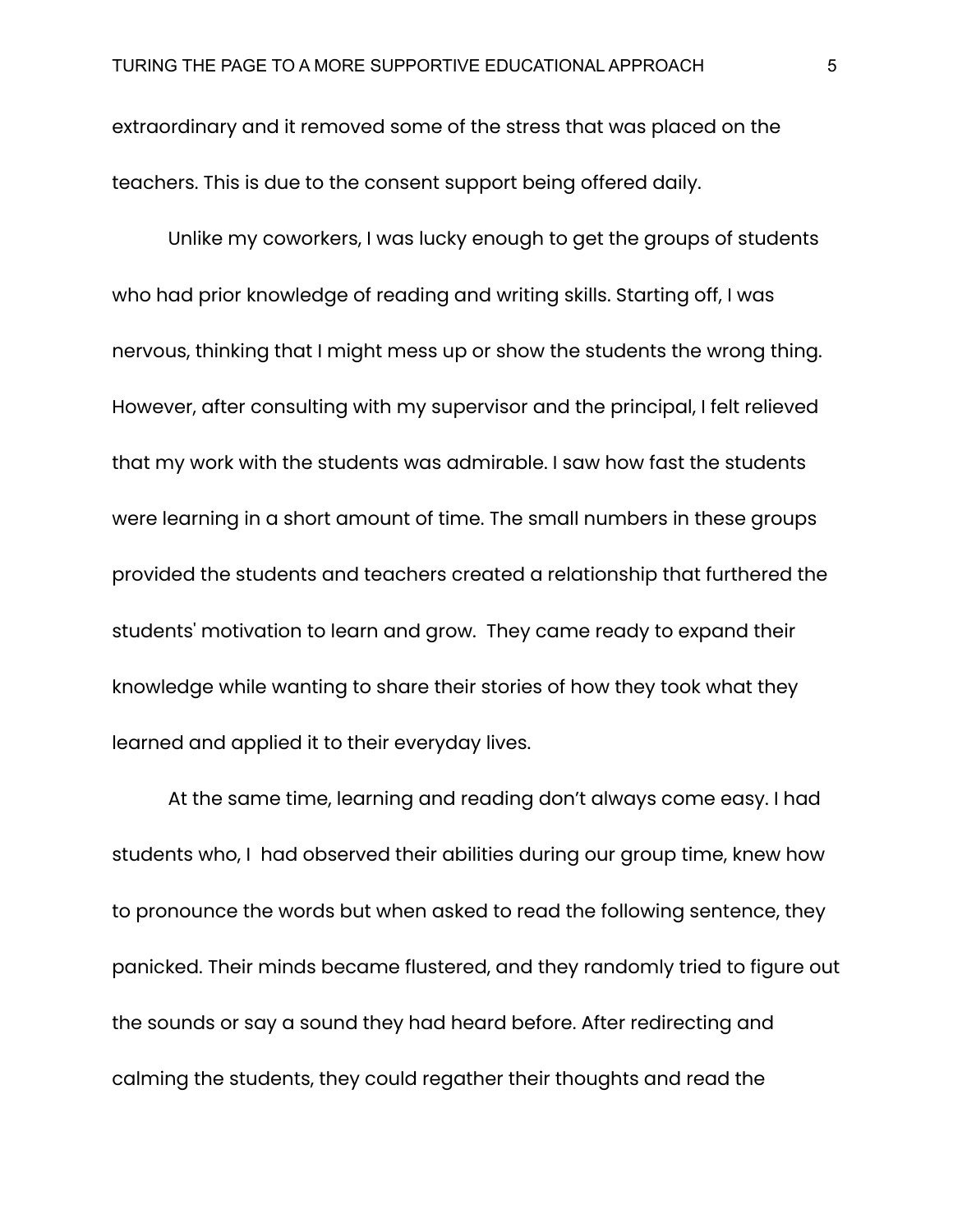extraordinary and it removed some of the stress that was placed on the teachers. This is due to the consent support being offered daily.

Unlike my coworkers, I was lucky enough to get the groups of students who had prior knowledge of reading and writing skills. Starting off, I was nervous, thinking that I might mess up or show the students the wrong thing. However, after consulting with my supervisor and the principal, I felt relieved that my work with the students was admirable. I saw how fast the students were learning in a short amount of time. The small numbers in these groups provided the students and teachers created a relationship that furthered the students' motivation to learn and grow.  They came ready to expand their knowledge while wanting to share their stories of how they took what they learned and applied it to their everyday lives.

At the same time, learning and reading don't always come easy. I had students who, I  had observed their abilities during our group time, knew how to pronounce the words but when asked to read the following sentence, they panicked. Their minds became flustered, and they randomly tried to figure out the sounds or say a sound they had heard before. After redirecting and calming the students, they could regather their thoughts and read the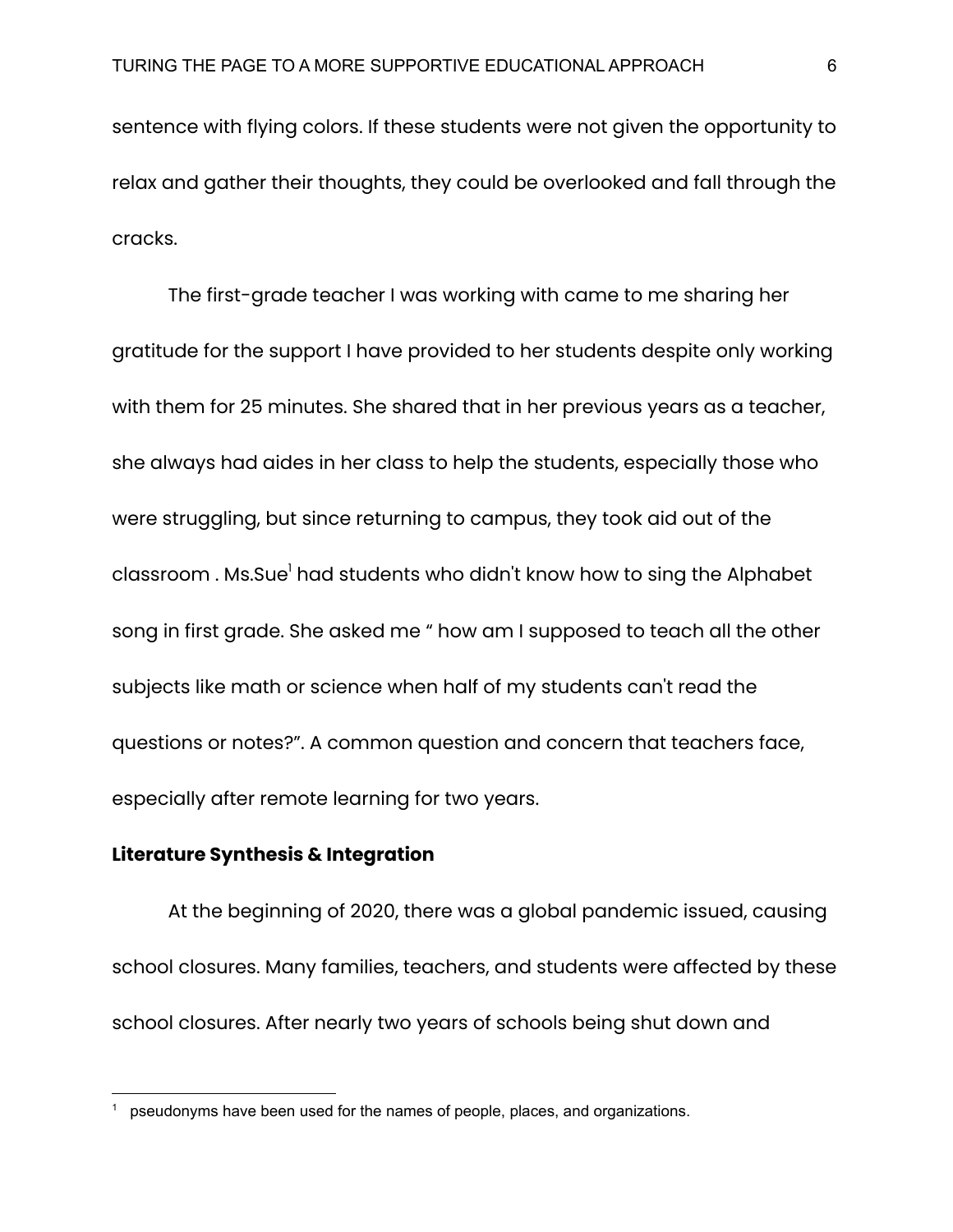sentence with flying colors. If these students were not given the opportunity to relax and gather their thoughts, they could be overlooked and fall through the cracks.

The first-grade teacher I was working with came to me sharing her gratitude for the support I have provided to her students despite only working with them for 25 minutes. She shared that in her previous years as a teacher, she always had aides in her class to help the students, especially those who were struggling, but since returning to campus, they took aid out of the classroom . Ms.Sue[1] had students who didn't know how to sing the Alphabet song in first grade. She asked me " how am I supposed to teach all the other subjects like math or science when half of my students can't read the questions or notes?". A common question and concern that teachers face, especially after remote learning for two years.

**Literature Synthesis & Integration**

At the beginning of 2020, there was a global pandemic issued, causing school closures. Many families, teachers, and students were affected by these school closures. After nearly two years of schools being shut down and

[1] pseudonyms have been used for the names of people, places, and organizations.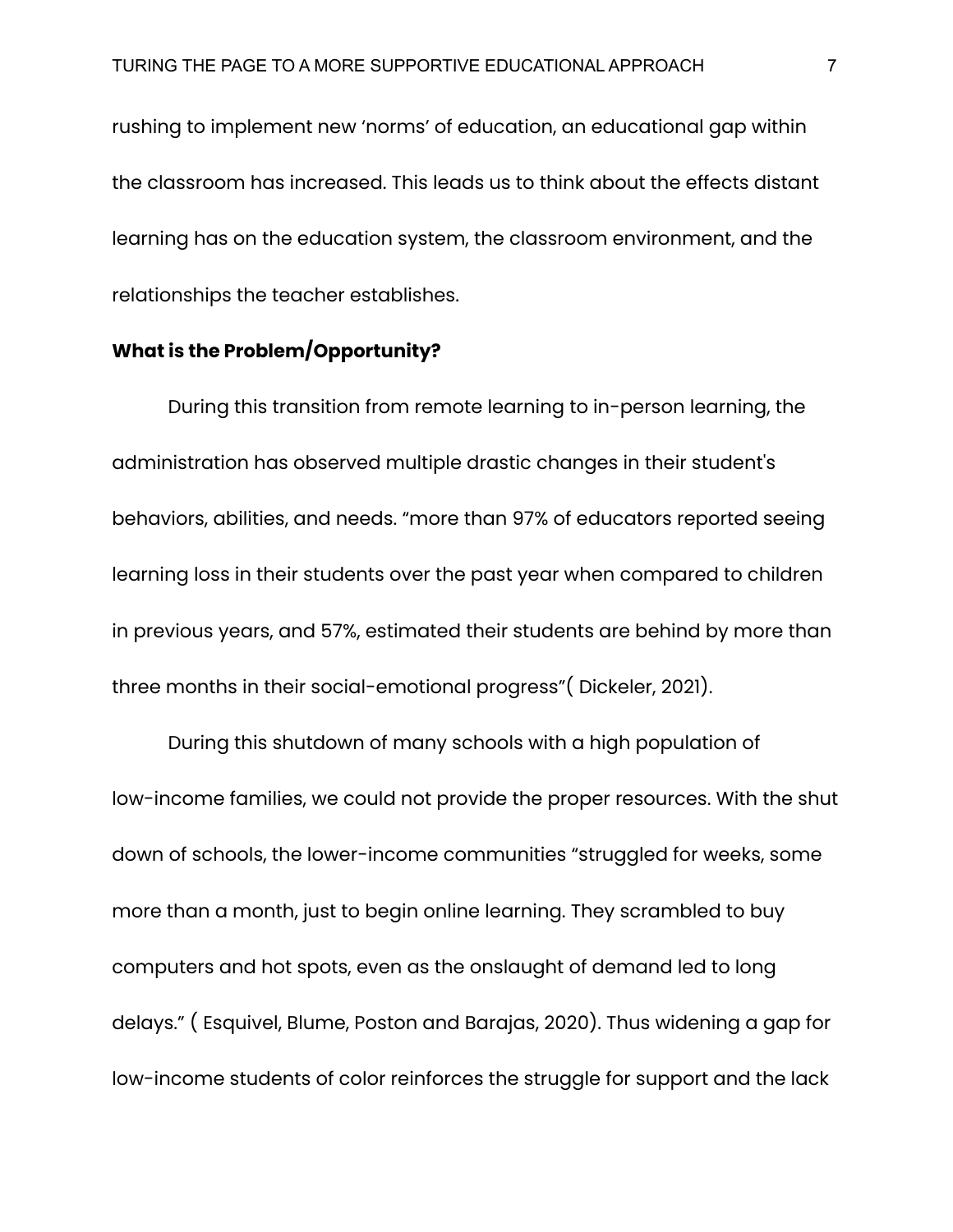rushing to implement new 'norms' of education, an educational gap within the classroom has increased. This leads us to think about the effects distant learning has on the education system, the classroom environment, and the relationships the teacher establishes.

**What is the Problem/Opportunity?**

During this transition from remote learning to in-person learning, the administration has observed multiple drastic changes in their student's behaviors, abilities, and needs. "more than 97% of educators reported seeing learning loss in their students over the past year when compared to children in previous years, and 57%, estimated their students are behind by more than three months in their social-emotional progress"( Dickeler, 2021).

During this shutdown of many schools with a high population of low-income families, we could not provide the proper resources. With the shut down of schools, the lower-income communities "struggled for weeks, some more than a month, just to begin online learning. They scrambled to buy computers and hot spots, even as the onslaught of demand led to long delays." ( Esquivel, Blume, Poston and Barajas, 2020). Thus widening a gap for low-income students of color reinforces the struggle for support and the lack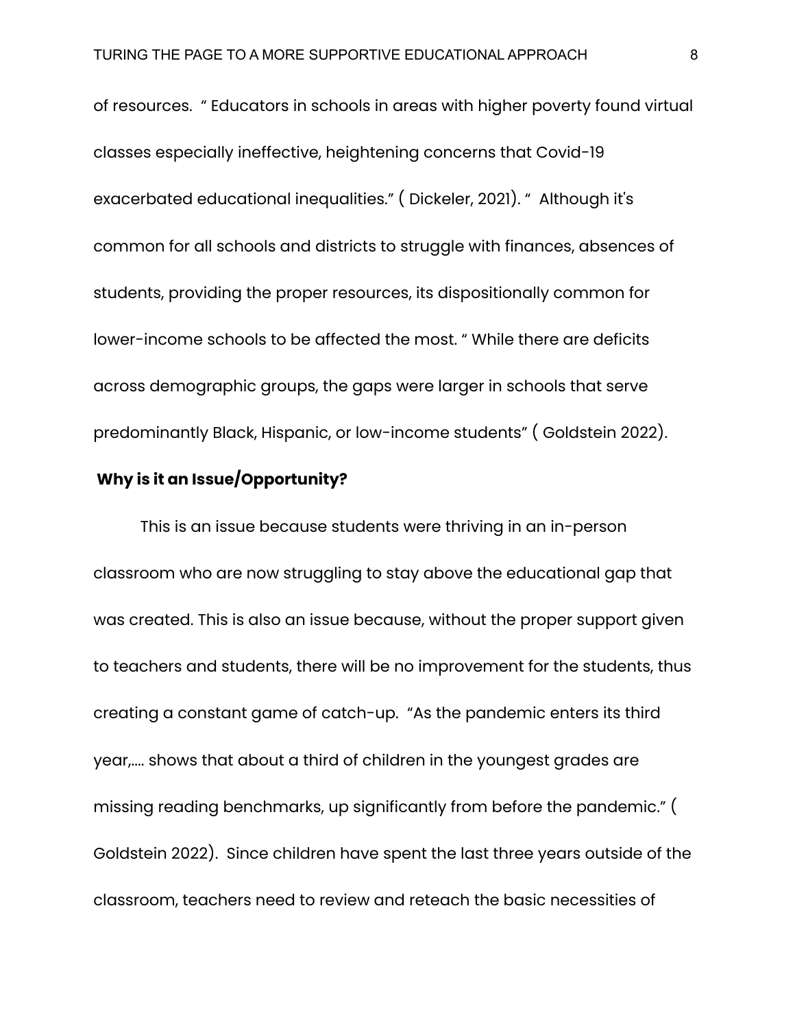of resources. " Educators in schools in areas with higher poverty found virtual classes especially ineffective, heightening concerns that Covid-19 exacerbated educational inequalities." ( Dickeler, 2021). " Although it's common for all schools and districts to struggle with finances, absences of students, providing the proper resources, its dispositionally common for lower-income schools to be affected the most. " While there are deficits across demographic groups, the gaps were larger in schools that serve predominantly Black, Hispanic, or low-income students" ( Goldstein 2022).

**Why is it an Issue/Opportunity?**

This is an issue because students were thriving in an in-person classroom who are now struggling to stay above the educational gap that was created. This is also an issue because, without the proper support given to teachers and students, there will be no improvement for the students, thus creating a constant game of catch-up. "As the pandemic enters its third year,.... shows that about a third of children in the youngest grades are missing reading benchmarks, up significantly from before the pandemic." ( Goldstein 2022). Since children have spent the last three years outside of the classroom, teachers need to review and reteach the basic necessities of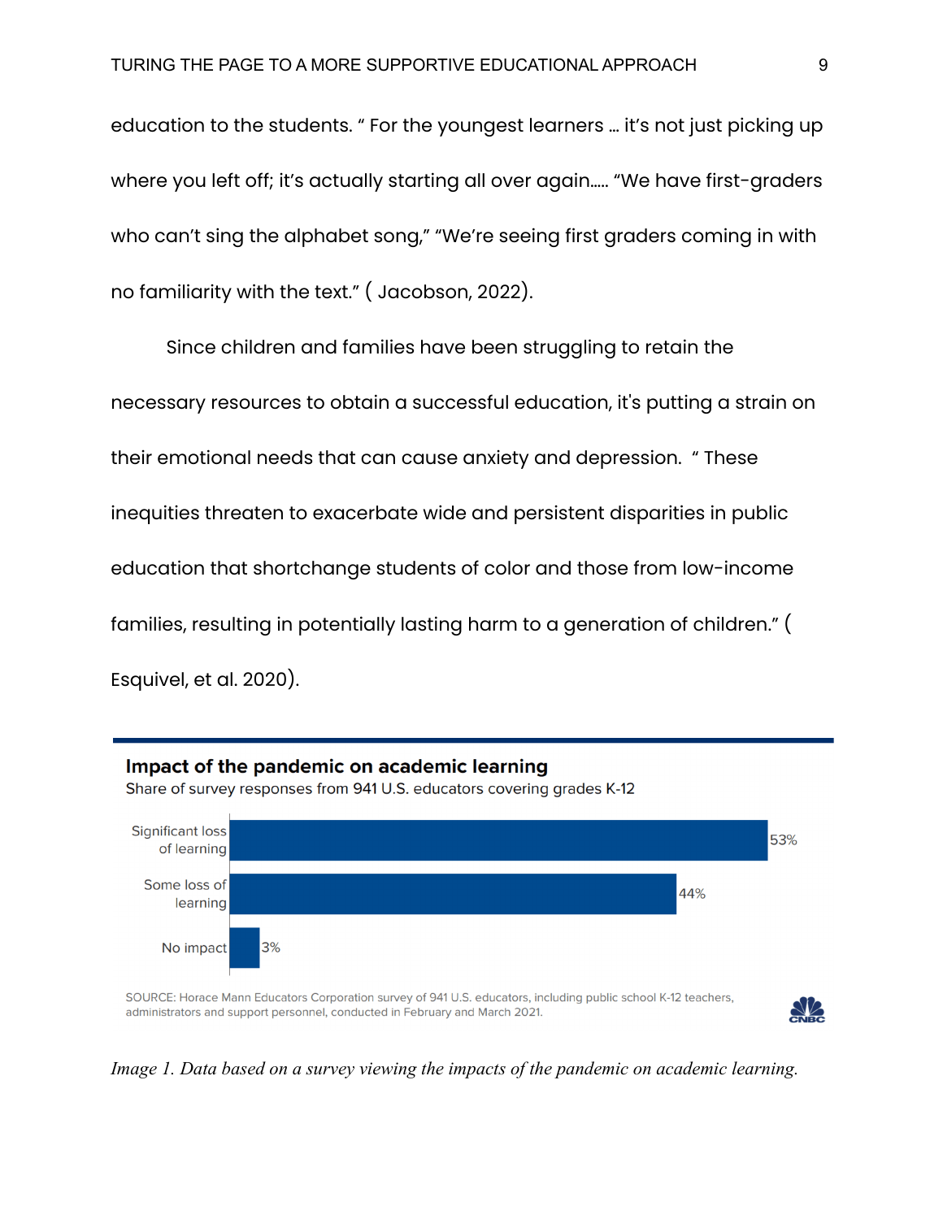education to the students. " For the youngest learners … it's not just picking up where you left off; it's actually starting all over again….. "We have first-graders who can't sing the alphabet song," "We're seeing first graders coming in with no familiarity with the text." ( Jacobson, 2022).

Since children and families have been struggling to retain the necessary resources to obtain a successful education, it's putting a strain on their emotional needs that can cause anxiety and depression. " These inequities threaten to exacerbate wide and persistent disparities in public education that shortchange students of color and those from low-income families, resulting in potentially lasting harm to a generation of children." ( Esquivel, et al. 2020).

**Impact of the pandemic on academic learning**

Share of survey responses from 941 U.S. educators covering grades K-12

| Response | Share |
|---|---|
| Significant loss of learning | 53% |
| Some loss of learning | 44% |
| No impact | 3% |

SOURCE: Horace Mann Educators Corporation survey of 941 U.S. educators, including public school K-12 teachers, administrators and support personnel, conducted in February and March 2021.

CNBC

*Image 1. Data based on a survey viewing the impacts of the pandemic on academic learning.*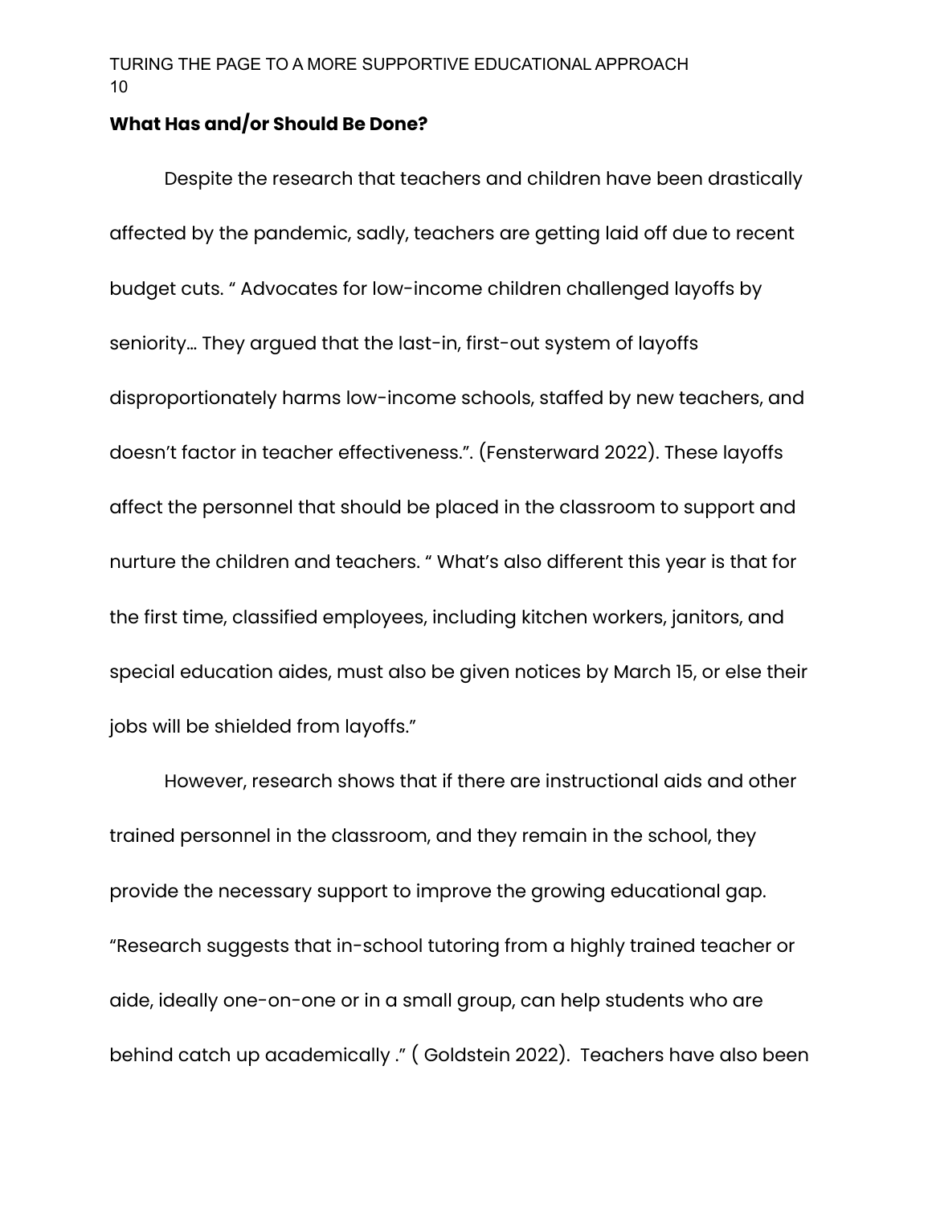**What Has and/or Should Be Done?**

Despite the research that teachers and children have been drastically affected by the pandemic, sadly, teachers are getting laid off due to recent budget cuts. " Advocates for low-income children challenged layoffs by seniority… They argued that the last-in, first-out system of layoffs disproportionately harms low-income schools, staffed by new teachers, and doesn't factor in teacher effectiveness.". (Fensterward 2022). These layoffs affect the personnel that should be placed in the classroom to support and nurture the children and teachers. " What's also different this year is that for the first time, classified employees, including kitchen workers, janitors, and special education aides, must also be given notices by March 15, or else their jobs will be shielded from layoffs."

However, research shows that if there are instructional aids and other trained personnel in the classroom, and they remain in the school, they provide the necessary support to improve the growing educational gap. "Research suggests that in-school tutoring from a highly trained teacher or aide, ideally one-on-one or in a small group, can help students who are behind catch up academically ." ( Goldstein 2022). Teachers have also been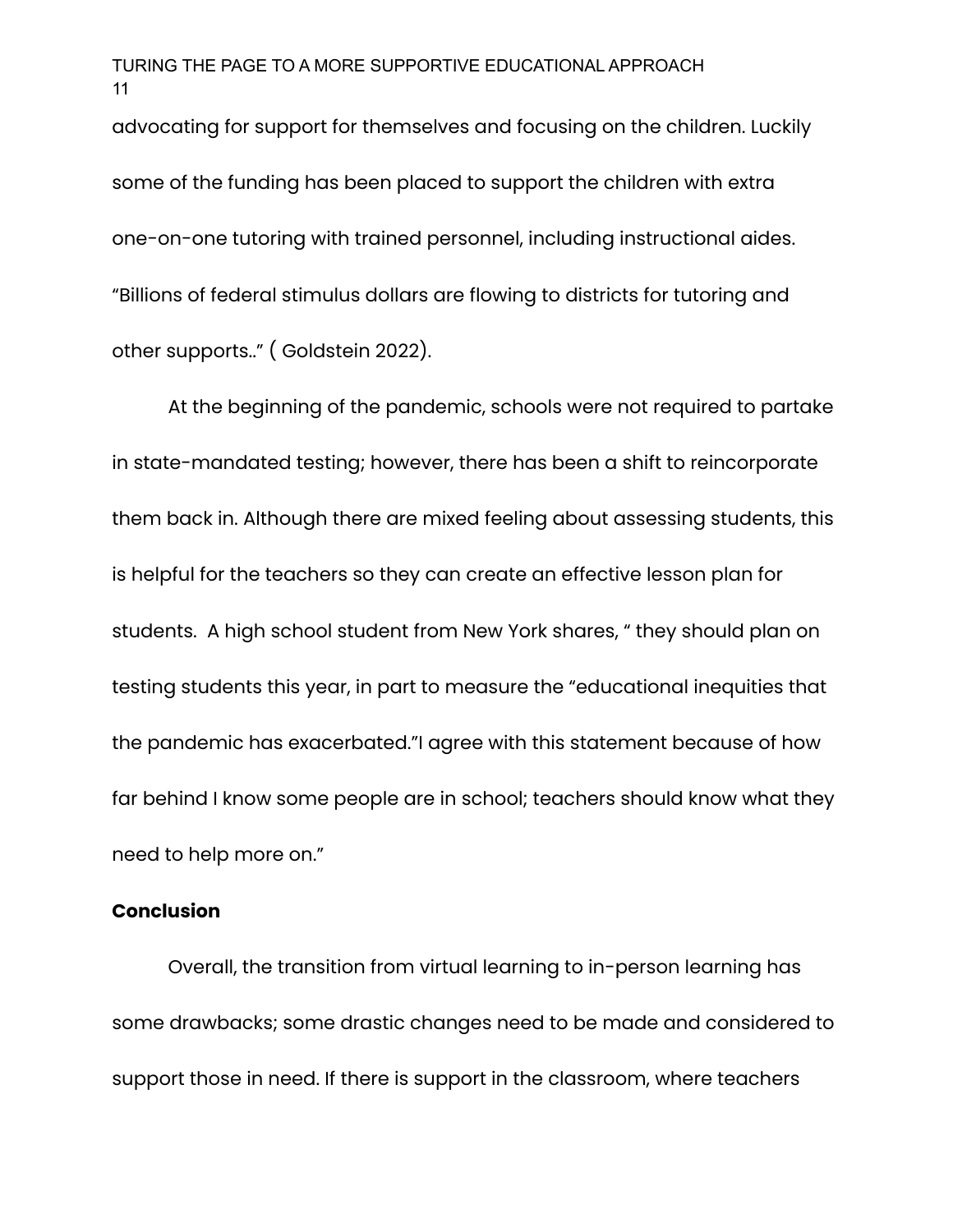advocating for support for themselves and focusing on the children. Luckily some of the funding has been placed to support the children with extra one-on-one tutoring with trained personnel, including instructional aides. “Billions of federal stimulus dollars are flowing to districts for tutoring and other supports..” ( Goldstein 2022).

At the beginning of the pandemic, schools were not required to partake in state-mandated testing; however, there has been a shift to reincorporate them back in. Although there are mixed feeling about assessing students, this is helpful for the teachers so they can create an effective lesson plan for students.  A high school student from New York shares, “ they should plan on testing students this year, in part to measure the “educational inequities that the pandemic has exacerbated.”I agree with this statement because of how far behind I know some people are in school; teachers should know what they need to help more on.”

**Conclusion**

Overall, the transition from virtual learning to in-person learning has some drawbacks; some drastic changes need to be made and considered to support those in need. If there is support in the classroom, where teachers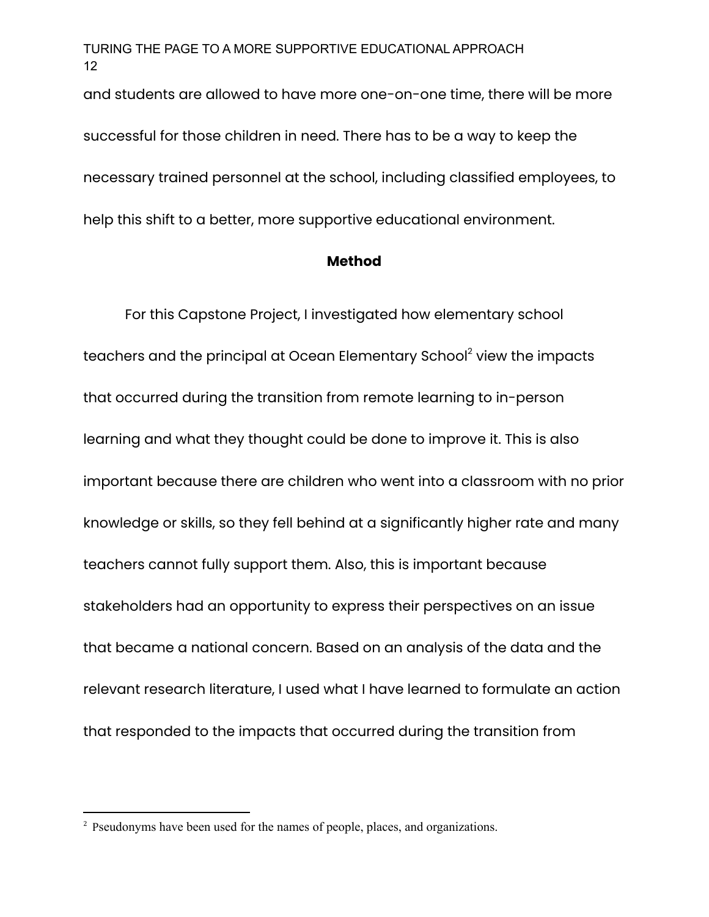and students are allowed to have more one-on-one time, there will be more successful for those children in need. There has to be a way to keep the necessary trained personnel at the school, including classified employees, to help this shift to a better, more supportive educational environment.

## Method

For this Capstone Project, I investigated how elementary school teachers and the principal at Ocean Elementary School[2] view the impacts that occurred during the transition from remote learning to in-person learning and what they thought could be done to improve it. This is also important because there are children who went into a classroom with no prior knowledge or skills, so they fell behind at a significantly higher rate and many teachers cannot fully support them. Also, this is important because stakeholders had an opportunity to express their perspectives on an issue that became a national concern. Based on an analysis of the data and the relevant research literature, I used what I have learned to formulate an action that responded to the impacts that occurred during the transition from

[2] Pseudonyms have been used for the names of people, places, and organizations.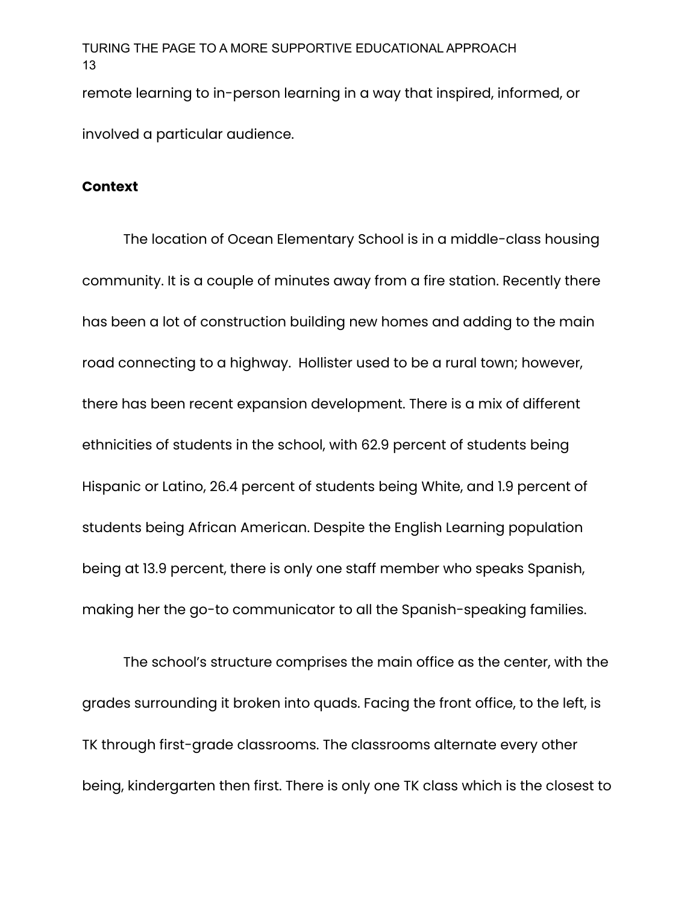remote learning to in-person learning in a way that inspired, informed, or involved a particular audience.

## Context

The location of Ocean Elementary School is in a middle-class housing community. It is a couple of minutes away from a fire station. Recently there has been a lot of construction building new homes and adding to the main road connecting to a highway.  Hollister used to be a rural town; however, there has been recent expansion development. There is a mix of different ethnicities of students in the school, with 62.9 percent of students being Hispanic or Latino, 26.4 percent of students being White, and 1.9 percent of students being African American. Despite the English Learning population being at 13.9 percent, there is only one staff member who speaks Spanish, making her the go-to communicator to all the Spanish-speaking families.

The school's structure comprises the main office as the center, with the grades surrounding it broken into quads. Facing the front office, to the left, is TK through first-grade classrooms. The classrooms alternate every other being, kindergarten then first. There is only one TK class which is the closest to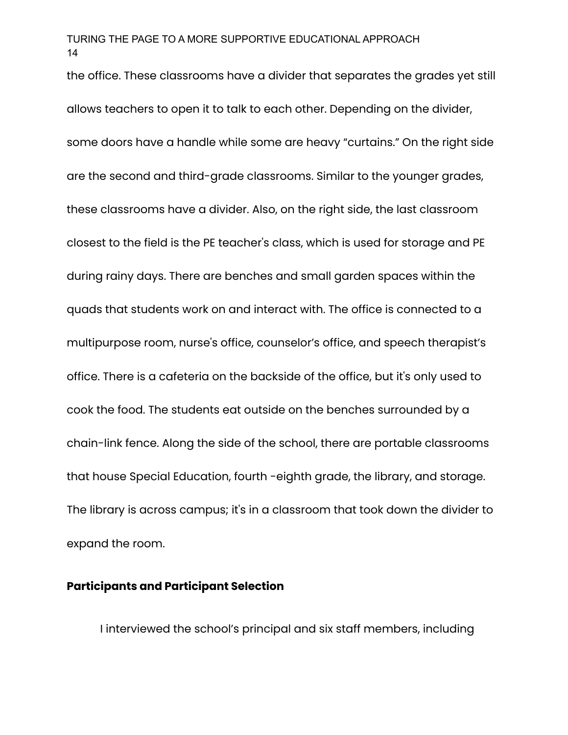the office. These classrooms have a divider that separates the grades yet still allows teachers to open it to talk to each other. Depending on the divider, some doors have a handle while some are heavy "curtains." On the right side are the second and third-grade classrooms. Similar to the younger grades, these classrooms have a divider. Also, on the right side, the last classroom closest to the field is the PE teacher's class, which is used for storage and PE during rainy days. There are benches and small garden spaces within the quads that students work on and interact with. The office is connected to a multipurpose room, nurse's office, counselor's office, and speech therapist's office. There is a cafeteria on the backside of the office, but it's only used to cook the food. The students eat outside on the benches surrounded by a chain-link fence. Along the side of the school, there are portable classrooms that house Special Education, fourth -eighth grade, the library, and storage. The library is across campus; it's in a classroom that took down the divider to expand the room.

**Participants and Participant Selection**

I interviewed the school's principal and six staff members, including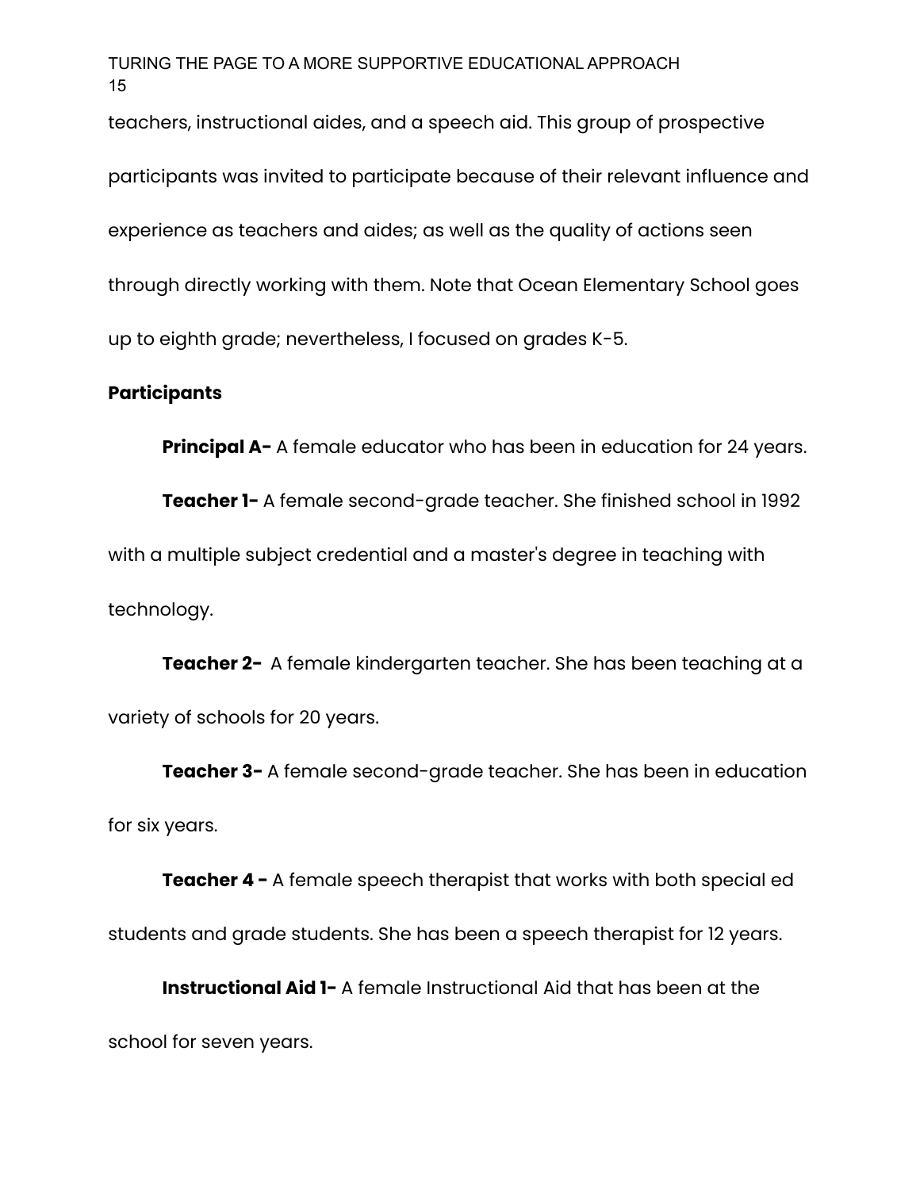teachers, instructional aides, and a speech aid. This group of prospective participants was invited to participate because of their relevant influence and experience as teachers and aides; as well as the quality of actions seen through directly working with them. Note that Ocean Elementary School goes up to eighth grade; nevertheless, I focused on grades K-5.

**Participants**

**Principal A-** A female educator who has been in education for 24 years.

**Teacher 1-** A female second-grade teacher. She finished school in 1992 with a multiple subject credential and a master's degree in teaching with technology.

**Teacher 2-** A female kindergarten teacher. She has been teaching at a variety of schools for 20 years.

**Teacher 3-** A female second-grade teacher. She has been in education for six years.

**Teacher 4 -** A female speech therapist that works with both special ed students and grade students. She has been a speech therapist for 12 years.

**Instructional Aid 1-** A female Instructional Aid that has been at the school for seven years.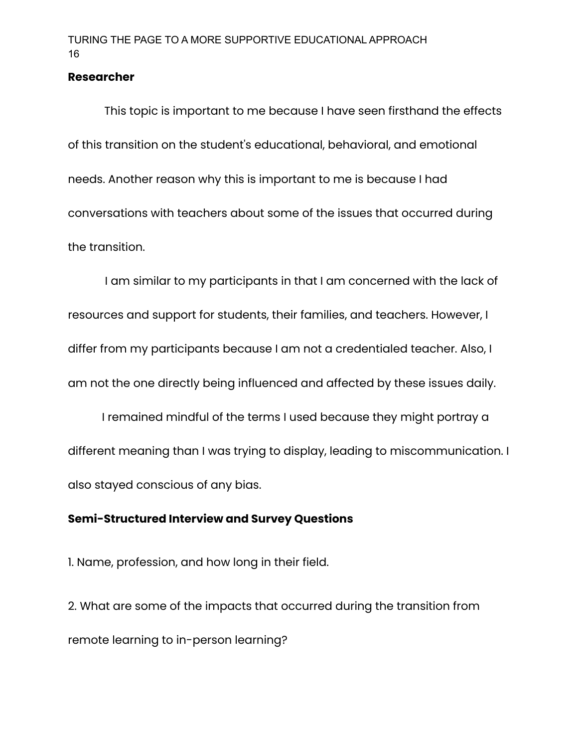**Researcher**

This topic is important to me because I have seen firsthand the effects of this transition on the student's educational, behavioral, and emotional needs. Another reason why this is important to me is because I had conversations with teachers about some of the issues that occurred during the transition.

I am similar to my participants in that I am concerned with the lack of resources and support for students, their families, and teachers. However, I differ from my participants because I am not a credentialed teacher. Also, I am not the one directly being influenced and affected by these issues daily.

I remained mindful of the terms I used because they might portray a different meaning than I was trying to display, leading to miscommunication. I also stayed conscious of any bias.

**Semi-Structured Interview and Survey Questions**

1. Name, profession, and how long in their field.

2. What are some of the impacts that occurred during the transition from remote learning to in-person learning?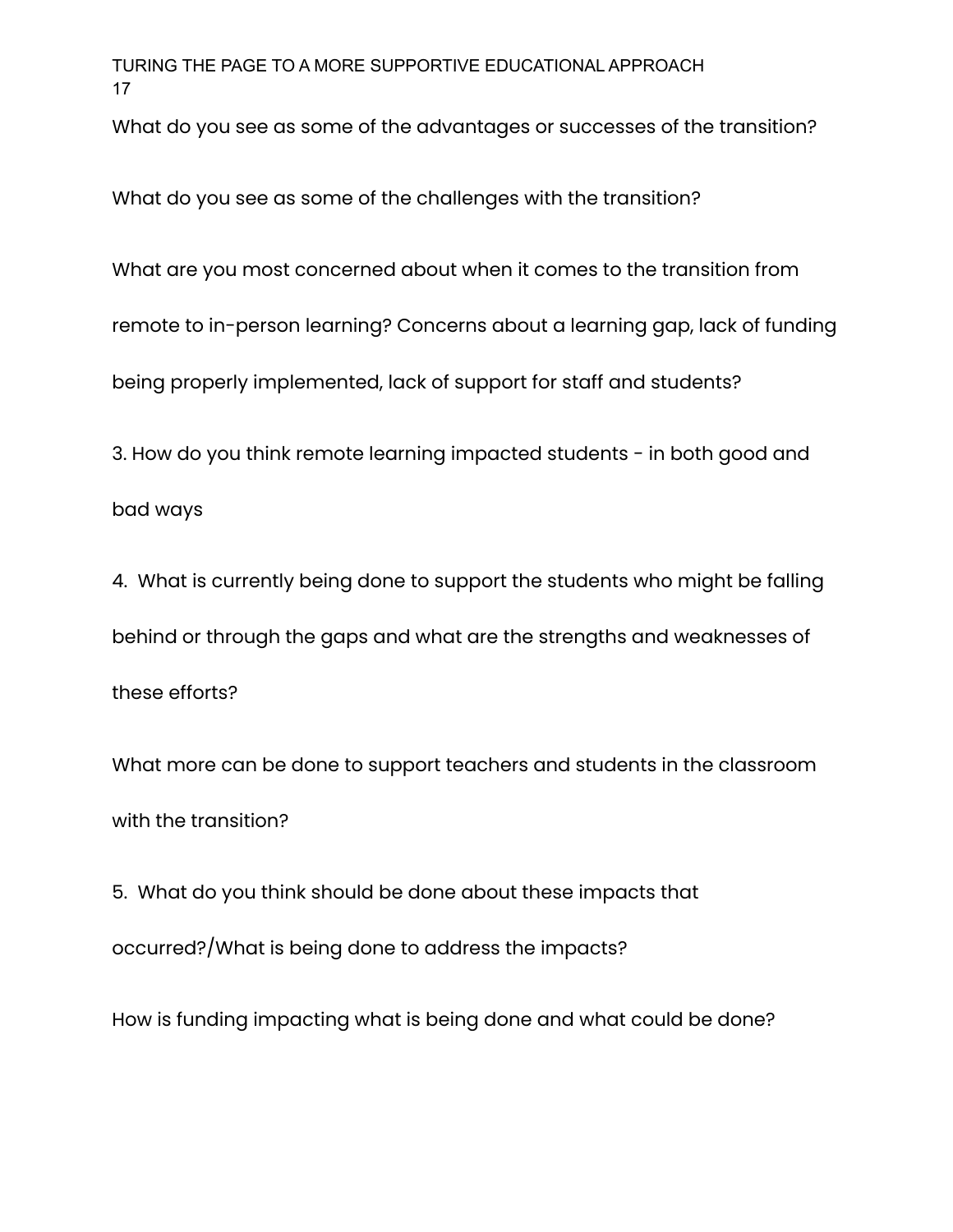What do you see as some of the advantages or successes of the transition?

What do you see as some of the challenges with the transition?

What are you most concerned about when it comes to the transition from remote to in-person learning? Concerns about a learning gap, lack of funding being properly implemented, lack of support for staff and students?

3. How do you think remote learning impacted students - in both good and bad ways

4. What is currently being done to support the students who might be falling behind or through the gaps and what are the strengths and weaknesses of these efforts?

What more can be done to support teachers and students in the classroom with the transition?

5. What do you think should be done about these impacts that occurred?/What is being done to address the impacts?

How is funding impacting what is being done and what could be done?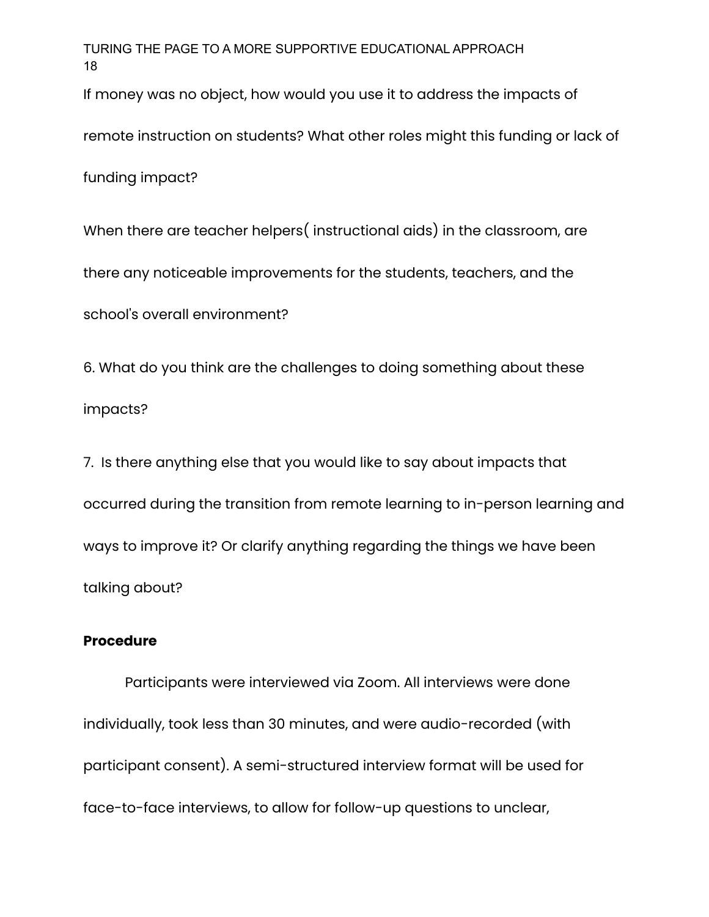If money was no object, how would you use it to address the impacts of remote instruction on students? What other roles might this funding or lack of funding impact?

When there are teacher helpers( instructional aids) in the classroom, are there any noticeable improvements for the students, teachers, and the school's overall environment?

6. What do you think are the challenges to doing something about these impacts?

7. Is there anything else that you would like to say about impacts that occurred during the transition from remote learning to in-person learning and ways to improve it? Or clarify anything regarding the things we have been talking about?

**Procedure**

Participants were interviewed via Zoom. All interviews were done individually, took less than 30 minutes, and were audio-recorded (with participant consent). A semi-structured interview format will be used for face-to-face interviews, to allow for follow-up questions to unclear,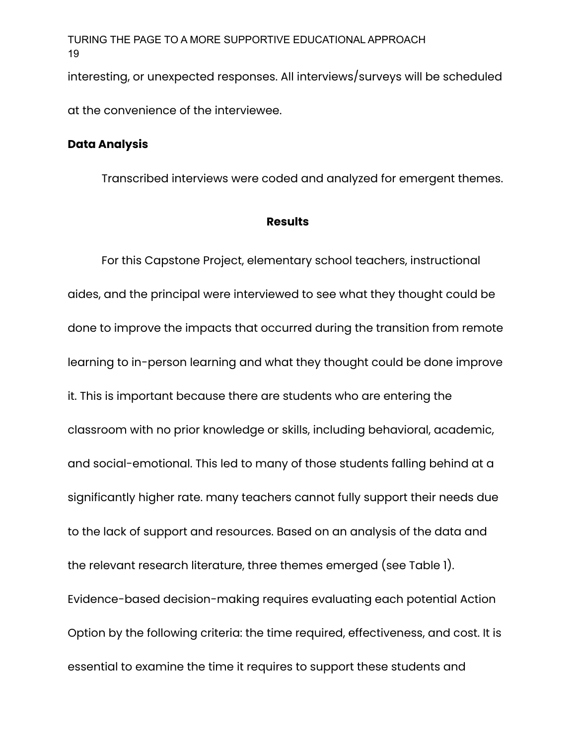interesting, or unexpected responses. All interviews/surveys will be scheduled at the convenience of the interviewee.

### Data Analysis

Transcribed interviews were coded and analyzed for emergent themes.

## Results

For this Capstone Project, elementary school teachers, instructional aides, and the principal were interviewed to see what they thought could be done to improve the impacts that occurred during the transition from remote learning to in-person learning and what they thought could be done improve it. This is important because there are students who are entering the classroom with no prior knowledge or skills, including behavioral, academic, and social-emotional. This led to many of those students falling behind at a significantly higher rate. many teachers cannot fully support their needs due to the lack of support and resources. Based on an analysis of the data and the relevant research literature, three themes emerged (see Table 1). Evidence-based decision-making requires evaluating each potential Action Option by the following criteria: the time required, effectiveness, and cost. It is essential to examine the time it requires to support these students and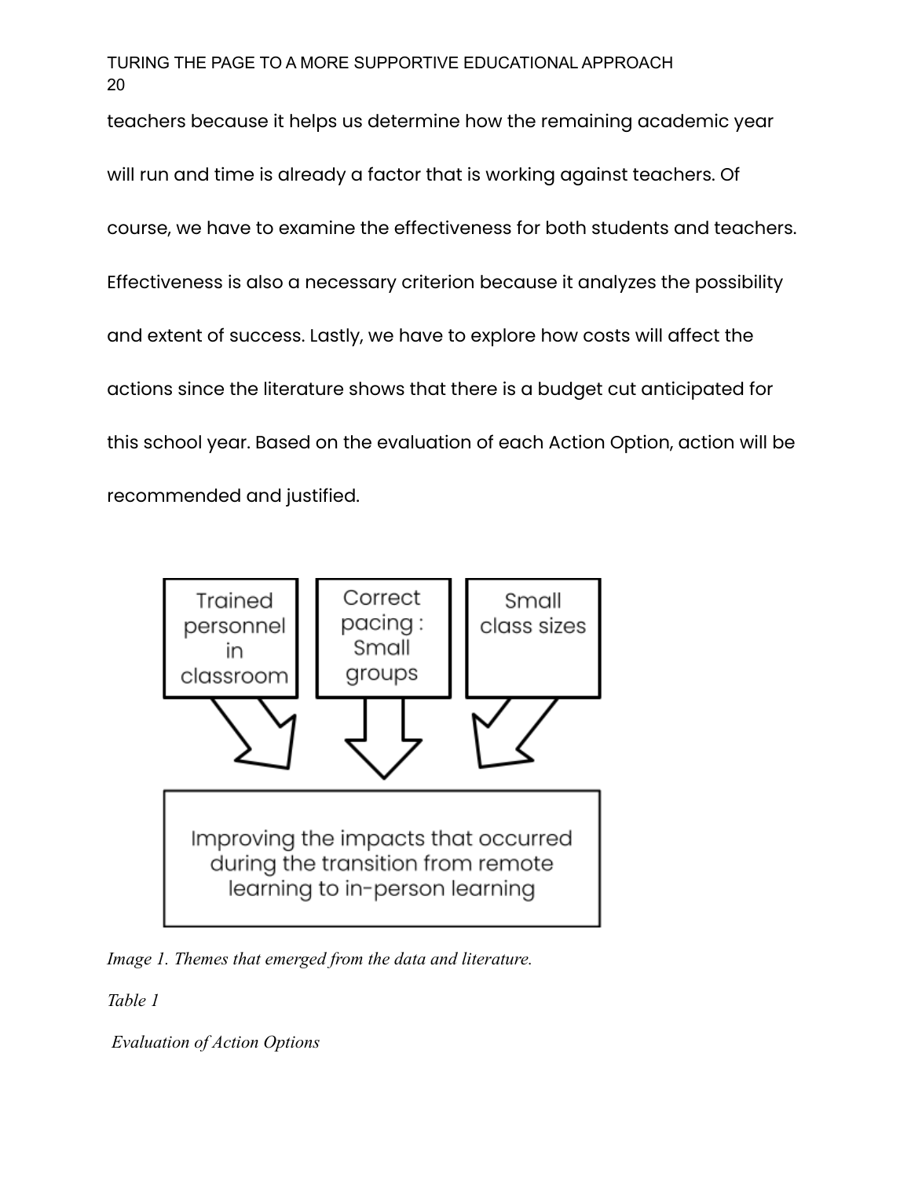teachers because it helps us determine how the remaining academic year will run and time is already a factor that is working against teachers. Of course, we have to examine the effectiveness for both students and teachers. Effectiveness is also a necessary criterion because it analyzes the possibility and extent of success. Lastly, we have to explore how costs will affect the actions since the literature shows that there is a budget cut anticipated for this school year. Based on the evaluation of each Action Option, action will be recommended and justified.

Trained personnel in classroom

Correct pacing : Small groups

Small class sizes

Improving the impacts that occurred during the transition from remote learning to in-person learning

*Image 1. Themes that emerged from the data and literature.*

*Table 1*

*Evaluation of Action Options*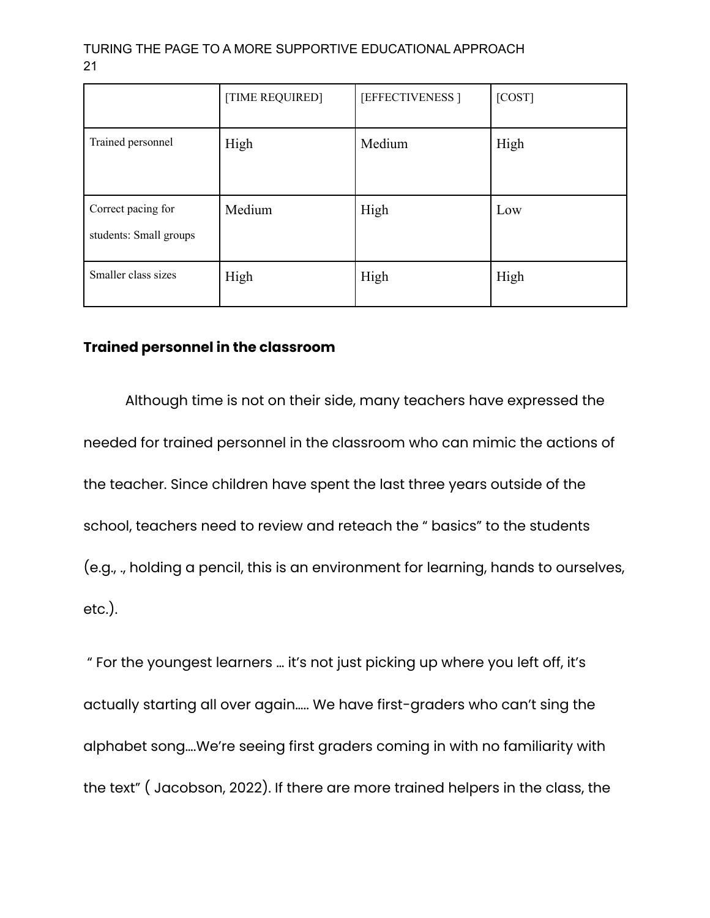| | [TIME REQUIRED] | [EFFECTIVENESS ] | [COST] |
|---|---|---|---|
| Trained personnel | High | Medium | High |
| Correct pacing for students: Small groups | Medium | High | Low |
| Smaller class sizes | High | High | High |

**Trained personnel in the classroom**

Although time is not on their side, many teachers have expressed the needed for trained personnel in the classroom who can mimic the actions of the teacher. Since children have spent the last three years outside of the school, teachers need to review and reteach the " basics" to the students (e.g., ., holding a pencil, this is an environment for learning, hands to ourselves, etc.).

" For the youngest learners ... it's not just picking up where you left off, it's actually starting all over again..... We have first-graders who can't sing the alphabet song....We're seeing first graders coming in with no familiarity with the text" ( Jacobson, 2022). If there are more trained helpers in the class, the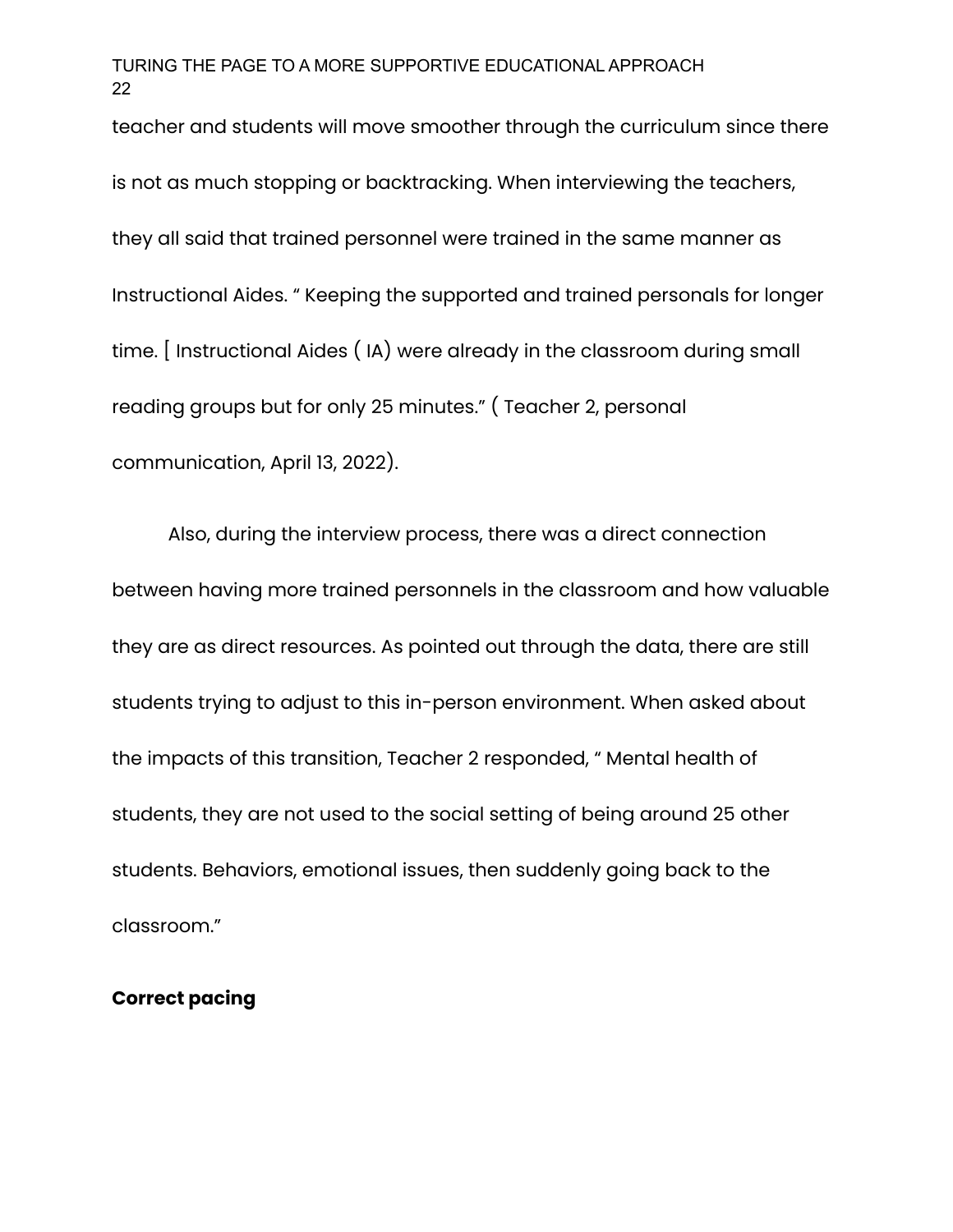teacher and students will move smoother through the curriculum since there is not as much stopping or backtracking. When interviewing the teachers, they all said that trained personnel were trained in the same manner as Instructional Aides. " Keeping the supported and trained personals for longer time. [ Instructional Aides ( IA) were already in the classroom during small reading groups but for only 25 minutes." ( Teacher 2, personal communication, April 13, 2022).

Also, during the interview process, there was a direct connection between having more trained personnels in the classroom and how valuable they are as direct resources. As pointed out through the data, there are still students trying to adjust to this in-person environment. When asked about the impacts of this transition, Teacher 2 responded, " Mental health of students, they are not used to the social setting of being around 25 other students. Behaviors, emotional issues, then suddenly going back to the classroom."

**Correct pacing**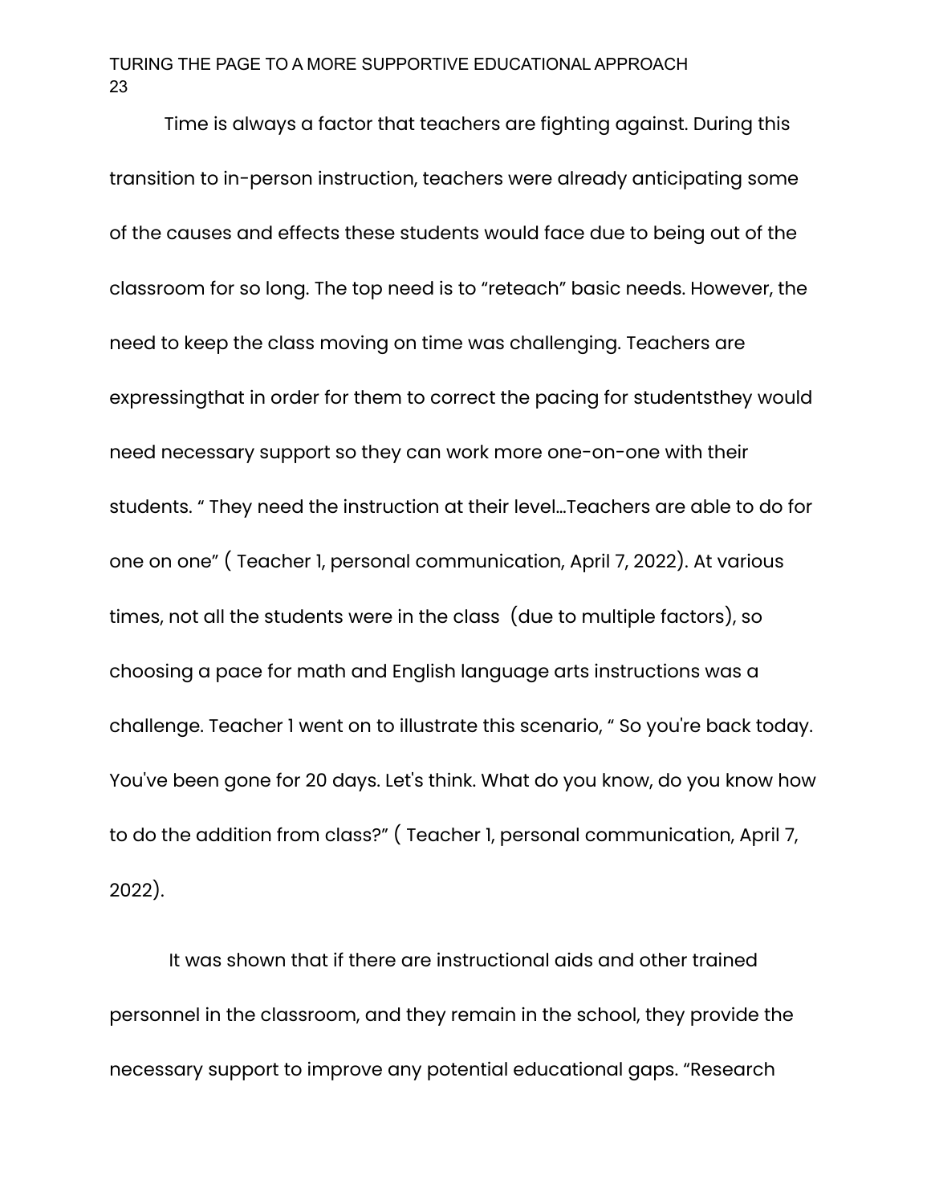Time is always a factor that teachers are fighting against. During this transition to in-person instruction, teachers were already anticipating some of the causes and effects these students would face due to being out of the classroom for so long. The top need is to "reteach" basic needs. However, the need to keep the class moving on time was challenging. Teachers are expressingthat in order for them to correct the pacing for studentsthey would need necessary support so they can work more one-on-one with their students. " They need the instruction at their level…Teachers are able to do for one on one" ( Teacher 1, personal communication, April 7, 2022). At various times, not all the students were in the class (due to multiple factors), so choosing a pace for math and English language arts instructions was a challenge. Teacher 1 went on to illustrate this scenario, " So you're back today. You've been gone for 20 days. Let's think. What do you know, do you know how to do the addition from class?" ( Teacher 1, personal communication, April 7, 2022).

It was shown that if there are instructional aids and other trained personnel in the classroom, and they remain in the school, they provide the necessary support to improve any potential educational gaps. "Research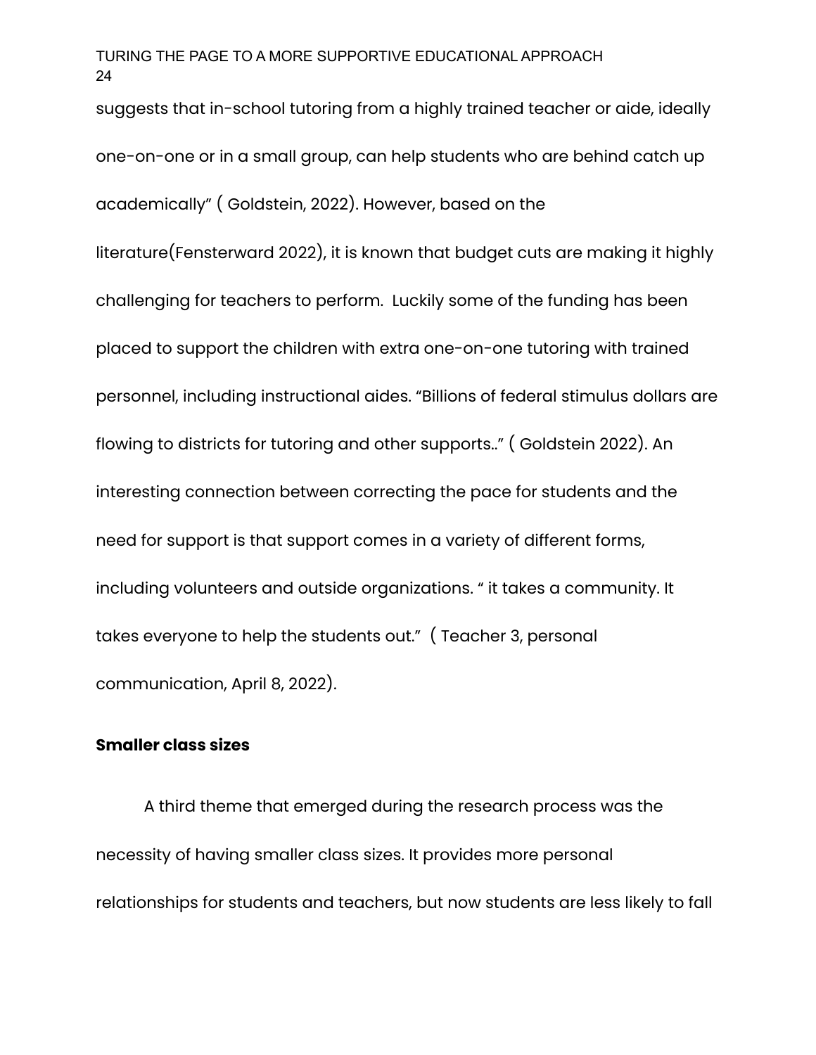suggests that in-school tutoring from a highly trained teacher or aide, ideally one-on-one or in a small group, can help students who are behind catch up academically" ( Goldstein, 2022). However, based on the literature(Fensterward 2022), it is known that budget cuts are making it highly challenging for teachers to perform. Luckily some of the funding has been placed to support the children with extra one-on-one tutoring with trained personnel, including instructional aides. "Billions of federal stimulus dollars are flowing to districts for tutoring and other supports.." ( Goldstein 2022). An interesting connection between correcting the pace for students and the need for support is that support comes in a variety of different forms, including volunteers and outside organizations. " it takes a community. It takes everyone to help the students out." ( Teacher 3, personal communication, April 8, 2022).

**Smaller class sizes**

A third theme that emerged during the research process was the necessity of having smaller class sizes. It provides more personal relationships for students and teachers, but now students are less likely to fall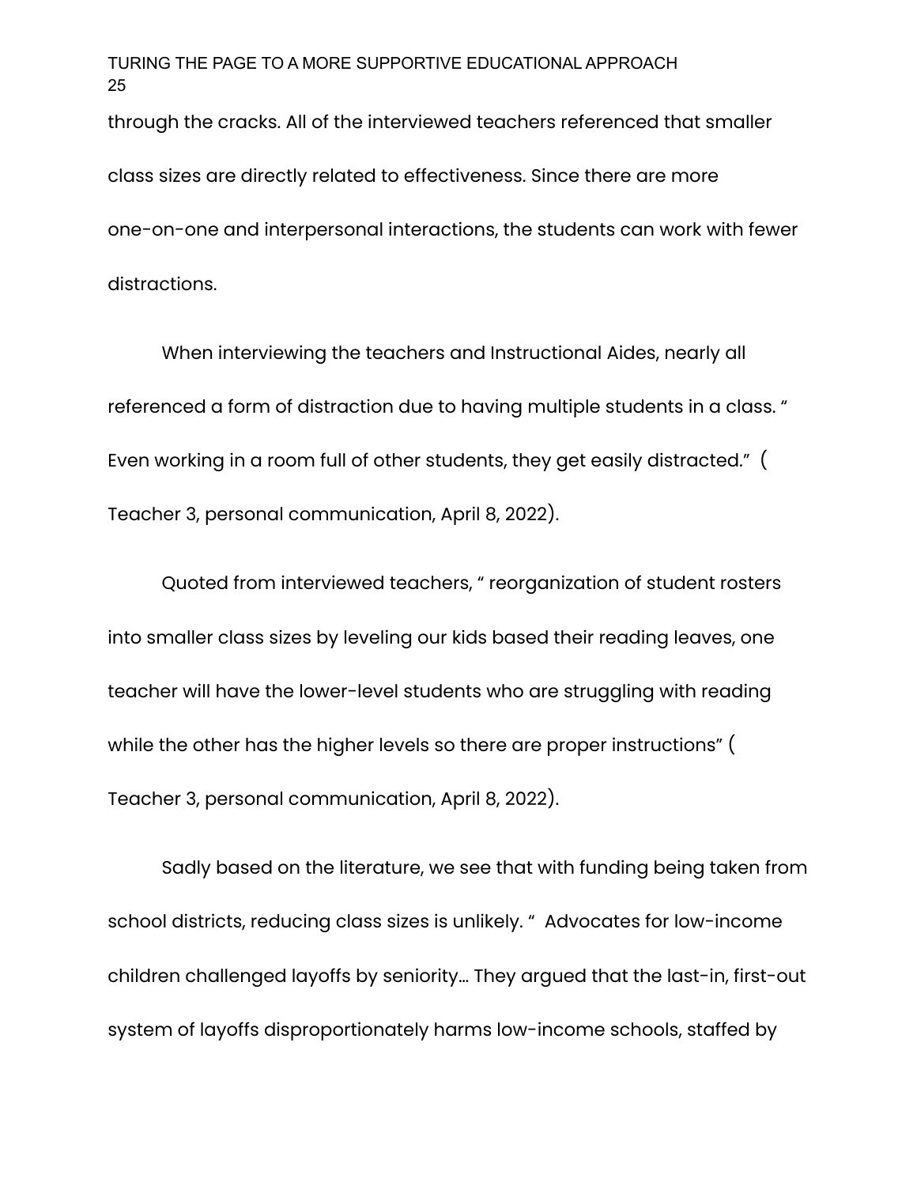through the cracks. All of the interviewed teachers referenced that smaller class sizes are directly related to effectiveness. Since there are more one-on-one and interpersonal interactions, the students can work with fewer distractions.

When interviewing the teachers and Instructional Aides, nearly all referenced a form of distraction due to having multiple students in a class. " Even working in a room full of other students, they get easily distracted." ( Teacher 3, personal communication, April 8, 2022).

Quoted from interviewed teachers, " reorganization of student rosters into smaller class sizes by leveling our kids based their reading leaves, one teacher will have the lower-level students who are struggling with reading while the other has the higher levels so there are proper instructions" ( Teacher 3, personal communication, April 8, 2022).

Sadly based on the literature, we see that with funding being taken from school districts, reducing class sizes is unlikely. " Advocates for low-income children challenged layoffs by seniority… They argued that the last-in, first-out system of layoffs disproportionately harms low-income schools, staffed by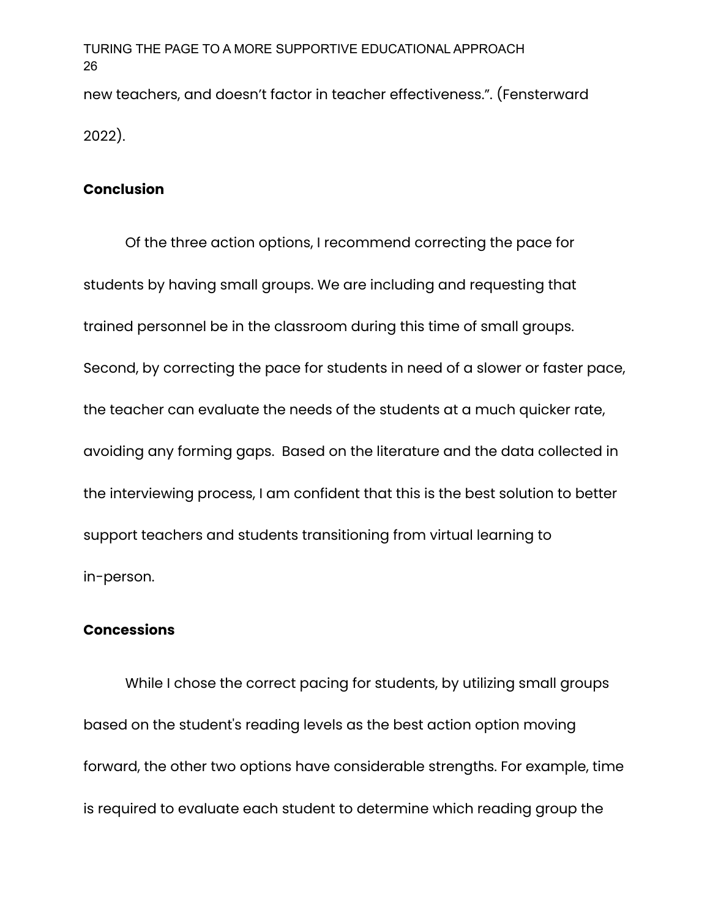new teachers, and doesn't factor in teacher effectiveness.". (Fensterward 2022).

## Conclusion

Of the three action options, I recommend correcting the pace for students by having small groups. We are including and requesting that trained personnel be in the classroom during this time of small groups. Second, by correcting the pace for students in need of a slower or faster pace, the teacher can evaluate the needs of the students at a much quicker rate, avoiding any forming gaps. Based on the literature and the data collected in the interviewing process, I am confident that this is the best solution to better support teachers and students transitioning from virtual learning to in-person.

## Concessions

While I chose the correct pacing for students, by utilizing small groups based on the student's reading levels as the best action option moving forward, the other two options have considerable strengths. For example, time is required to evaluate each student to determine which reading group the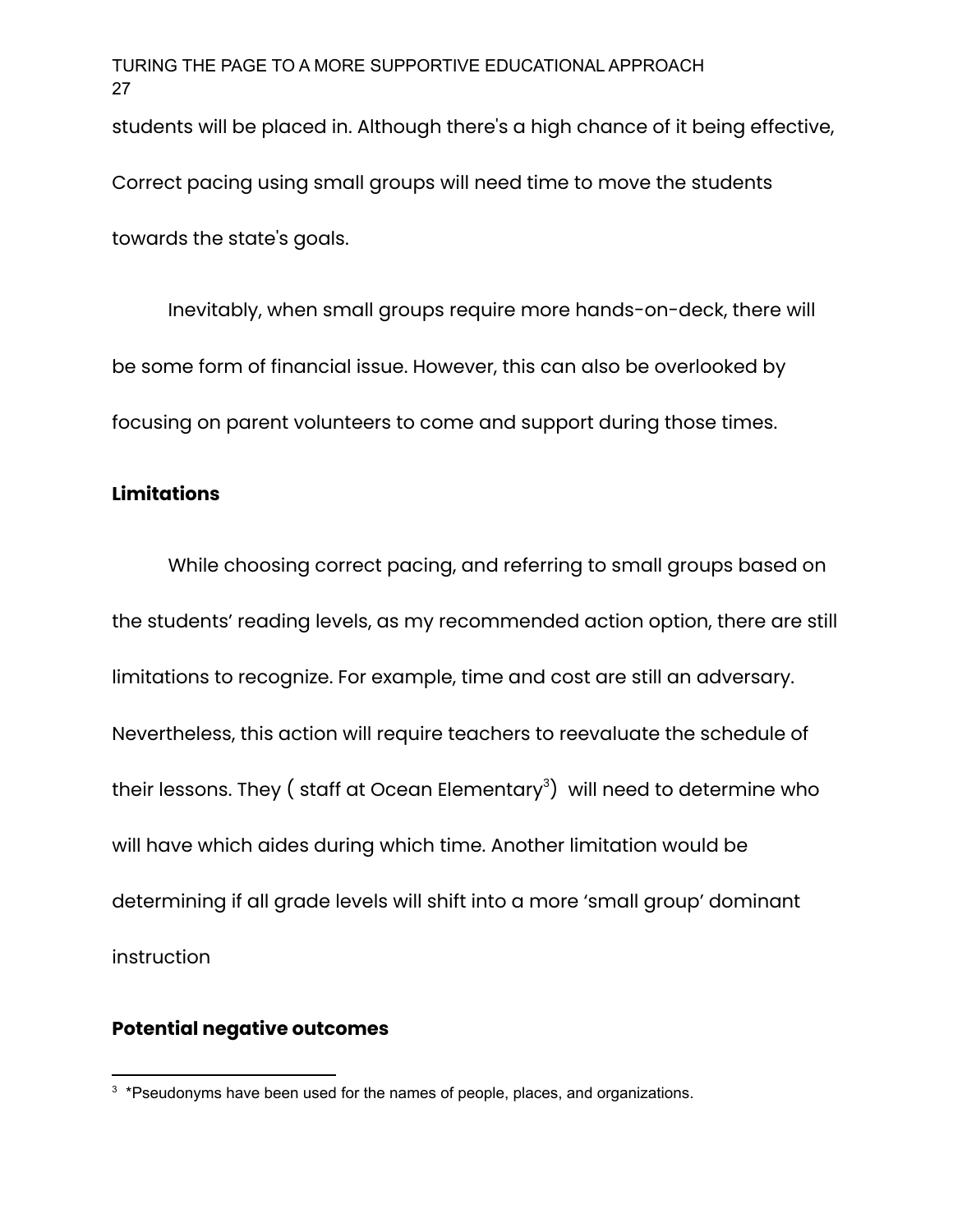students will be placed in. Although there's a high chance of it being effective, Correct pacing using small groups will need time to move the students towards the state's goals.

Inevitably, when small groups require more hands-on-deck, there will be some form of financial issue. However, this can also be overlooked by focusing on parent volunteers to come and support during those times.

**Limitations**

While choosing correct pacing, and referring to small groups based on the students' reading levels, as my recommended action option, there are still limitations to recognize. For example, time and cost are still an adversary. Nevertheless, this action will require teachers to reevaluate the schedule of their lessons. They ( staff at Ocean Elementary[3]) will need to determine who will have which aides during which time. Another limitation would be determining if all grade levels will shift into a more 'small group' dominant instruction

**Potential negative outcomes**

[3] *Pseudonyms have been used for the names of people, places, and organizations.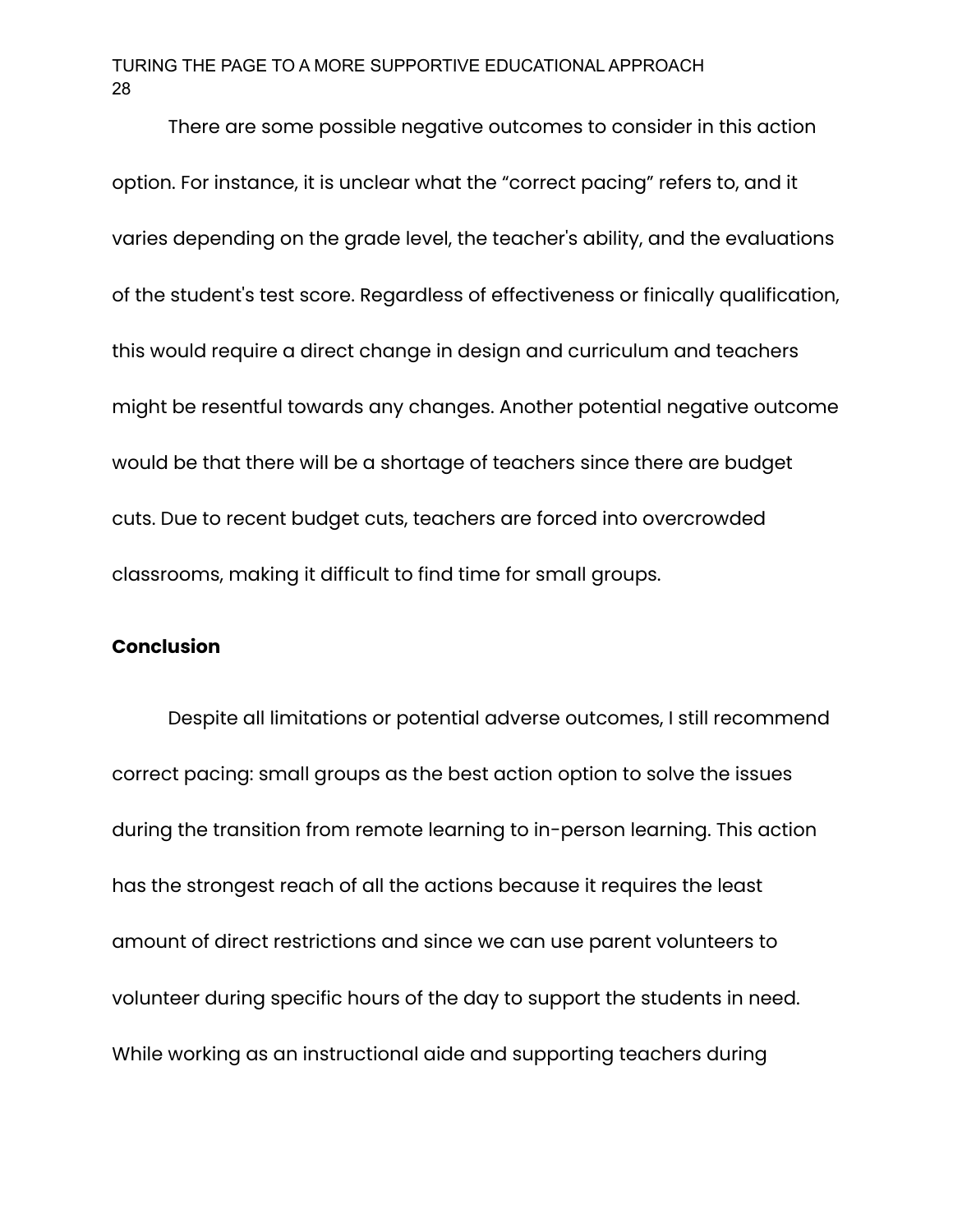There are some possible negative outcomes to consider in this action option. For instance, it is unclear what the "correct pacing" refers to, and it varies depending on the grade level, the teacher's ability, and the evaluations of the student's test score. Regardless of effectiveness or finically qualification, this would require a direct change in design and curriculum and teachers might be resentful towards any changes. Another potential negative outcome would be that there will be a shortage of teachers since there are budget cuts. Due to recent budget cuts, teachers are forced into overcrowded classrooms, making it difficult to find time for small groups.

**Conclusion**

Despite all limitations or potential adverse outcomes, I still recommend correct pacing: small groups as the best action option to solve the issues during the transition from remote learning to in-person learning. This action has the strongest reach of all the actions because it requires the least amount of direct restrictions and since we can use parent volunteers to volunteer during specific hours of the day to support the students in need. While working as an instructional aide and supporting teachers during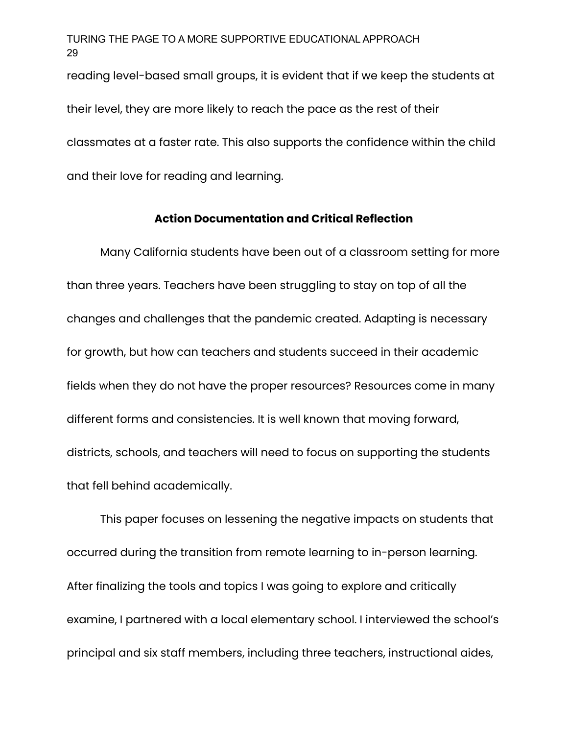reading level-based small groups, it is evident that if we keep the students at their level, they are more likely to reach the pace as the rest of their classmates at a faster rate. This also supports the confidence within the child and their love for reading and learning.

## Action Documentation and Critical Reflection

Many California students have been out of a classroom setting for more than three years. Teachers have been struggling to stay on top of all the changes and challenges that the pandemic created. Adapting is necessary for growth, but how can teachers and students succeed in their academic fields when they do not have the proper resources? Resources come in many different forms and consistencies. It is well known that moving forward, districts, schools, and teachers will need to focus on supporting the students that fell behind academically.

This paper focuses on lessening the negative impacts on students that occurred during the transition from remote learning to in-person learning. After finalizing the tools and topics I was going to explore and critically examine, I partnered with a local elementary school. I interviewed the school's principal and six staff members, including three teachers, instructional aides,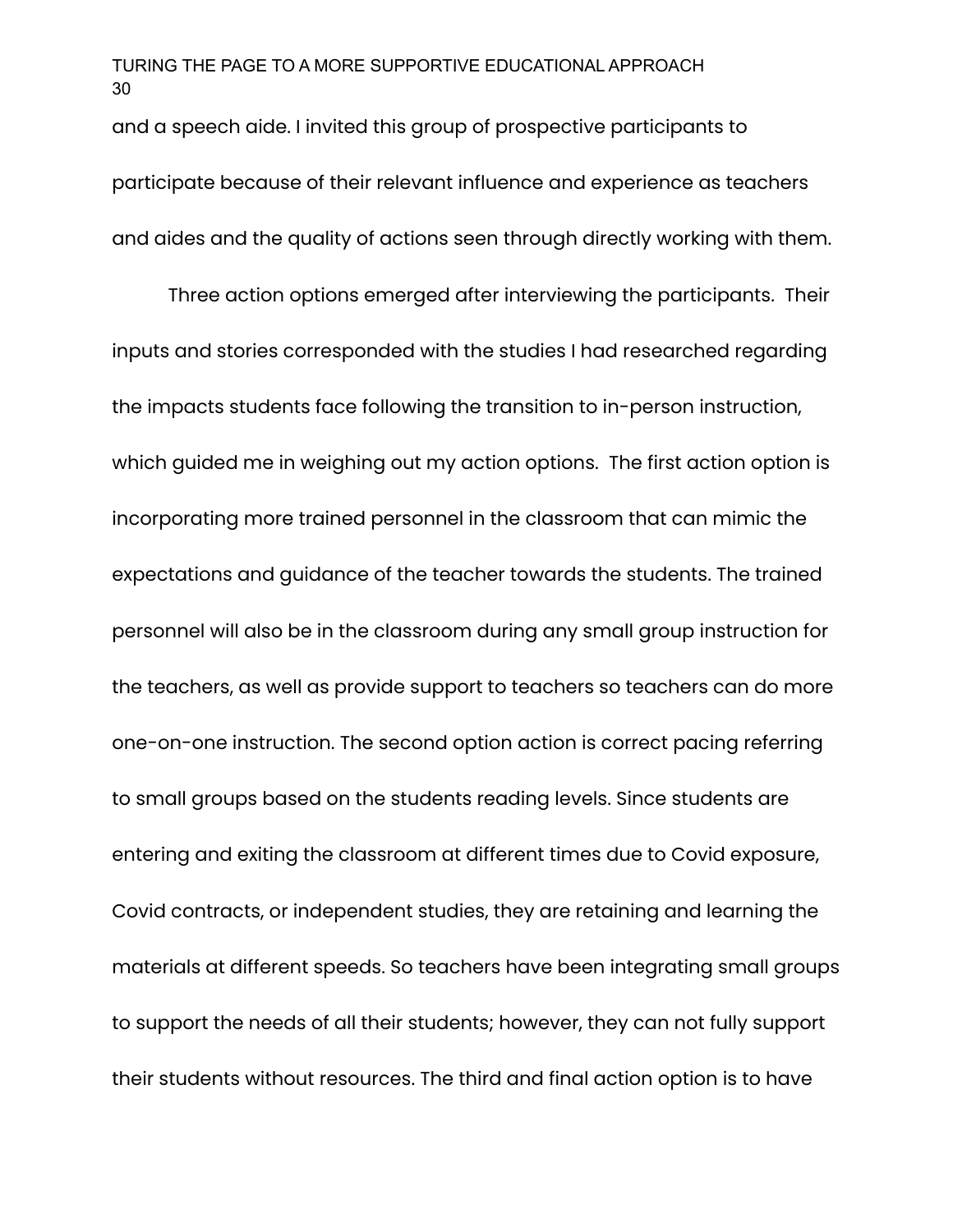and a speech aide. I invited this group of prospective participants to participate because of their relevant influence and experience as teachers and aides and the quality of actions seen through directly working with them.

Three action options emerged after interviewing the participants. Their inputs and stories corresponded with the studies I had researched regarding the impacts students face following the transition to in-person instruction, which guided me in weighing out my action options. The first action option is incorporating more trained personnel in the classroom that can mimic the expectations and guidance of the teacher towards the students. The trained personnel will also be in the classroom during any small group instruction for the teachers, as well as provide support to teachers so teachers can do more one-on-one instruction. The second option action is correct pacing referring to small groups based on the students reading levels. Since students are entering and exiting the classroom at different times due to Covid exposure, Covid contracts, or independent studies, they are retaining and learning the materials at different speeds. So teachers have been integrating small groups to support the needs of all their students; however, they can not fully support their students without resources. The third and final action option is to have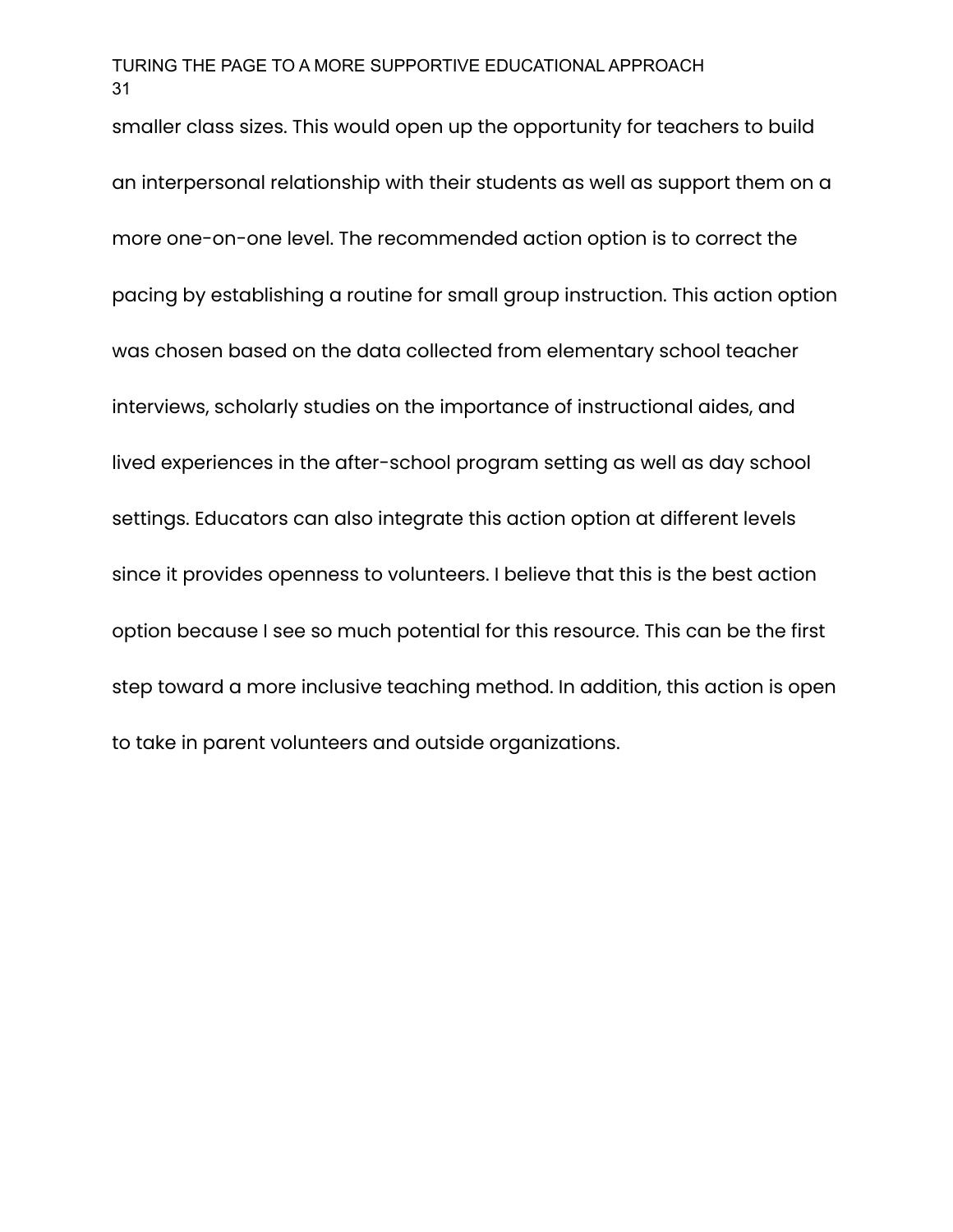smaller class sizes. This would open up the opportunity for teachers to build an interpersonal relationship with their students as well as support them on a more one-on-one level. The recommended action option is to correct the pacing by establishing a routine for small group instruction. This action option was chosen based on the data collected from elementary school teacher interviews, scholarly studies on the importance of instructional aides, and lived experiences in the after-school program setting as well as day school settings. Educators can also integrate this action option at different levels since it provides openness to volunteers. I believe that this is the best action option because I see so much potential for this resource. This can be the first step toward a more inclusive teaching method. In addition, this action is open to take in parent volunteers and outside organizations.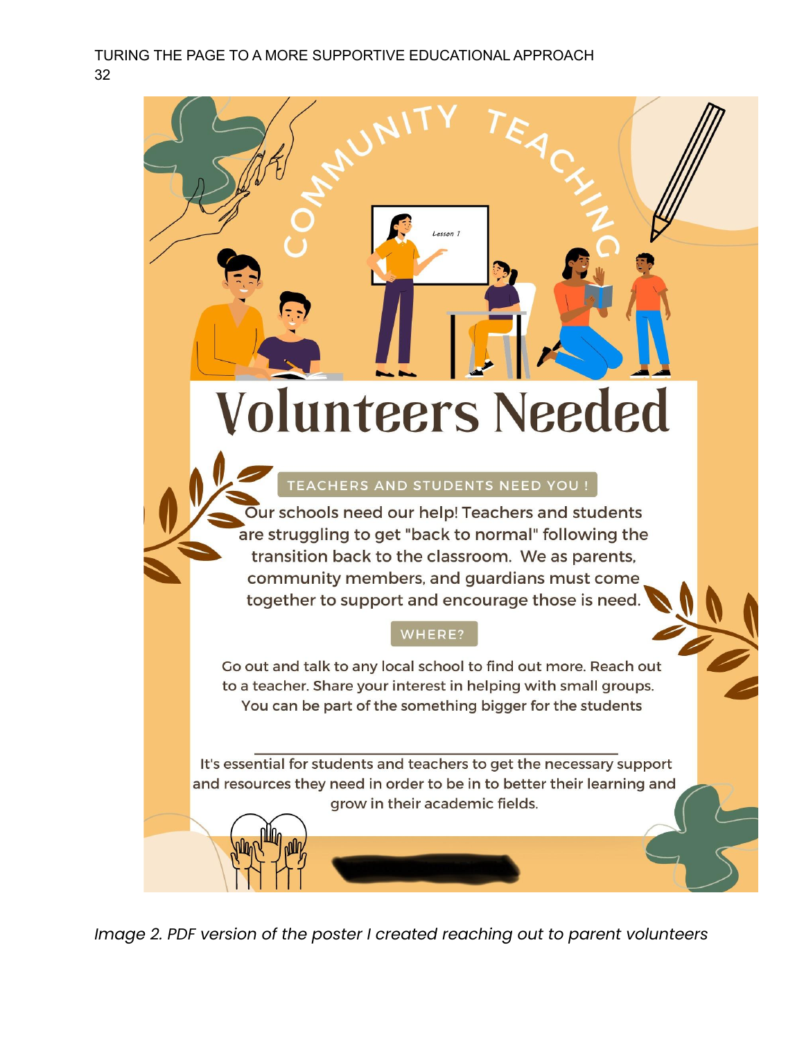COMMUNITY TEACHING

# Volunteers Needed

TEACHERS AND STUDENTS NEED YOU !

Our schools need our help! Teachers and students are struggling to get "back to normal" following the transition back to the classroom. We as parents, community members, and guardians must come together to support and encourage those is need.

WHERE?

Go out and talk to any local school to find out more. Reach out to a teacher. Share your interest in helping with small groups. You can be part of the something bigger for the students

It's essential for students and teachers to get the necessary support and resources they need in order to be in to better their learning and grow in their academic fields.

*Image 2. PDF version of the poster I created reaching out to parent volunteers*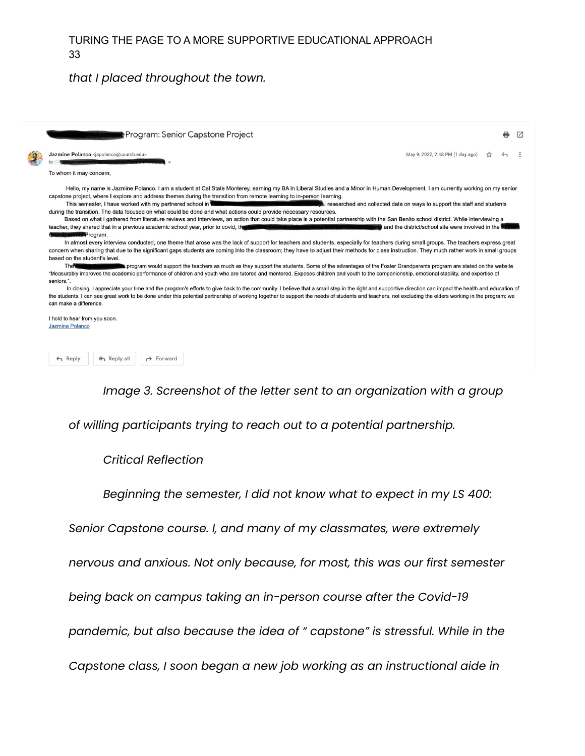*that I placed throughout the town.*

Program: Senior Capstone Project

**Jazmine Polanco** <japolanco@csumb.edu>
to

May 9, 2022, 2:48 PM (1 day ago)

To whom it may concern,

Hello, my name is Jazmine Polanco. I am a student at Cal State Monterey, earning my BA in Liberal Studies and a Minor in Human Development. I am currently working on my senior capstone project, where I explore and address themes during the transition from remote learning to in-person learning.

This semester, I have worked with my partnered school in . I researched and collected data on ways to support the staff and students during the transition. The data focused on what could be done and what actions could provide necessary resources.

Based on what I gathered from literature reviews and interviews, an action that could take place is a potential partnership with the San Benito school district. While interviewing a teacher, they shared that in a previous academic school year, prior to covid, the and the district/school site were involved in the Program.

In almost every interview conducted, one theme that arose was the lack of support for teachers and students, especially for teachers during small groups. The teachers express great concern when sharing that due to the significant gaps students are coming into the classroom; they have to adjust their methods for class instruction. They much rather work in small groups based on the student's level.

The program would support the teachers as much as they support the students. Some of the advantages of the Foster Grandparents program are stated on the website "Measurably improves the academic performance of children and youth who are tutored and mentored. Exposes children and youth to the companionship, emotional stability, and expertise of seniors.".

In closing, I appreciate your time and the program's efforts to give back to the community. I believe that a small step in the right and supportive direction can impact the health and education of the students. I can see great work to be done under this potential partnership of working together to support the needs of students and teachers, not excluding the elders working in the program; we can make a difference.

I hold to hear from you soon.
Jazmine Polanco

Reply | Reply all | Forward

*Image 3. Screenshot of the letter sent to an organization with a group of willing participants trying to reach out to a potential partnership.*

## *Critical Reflection*

*Beginning the semester, I did not know what to expect in my LS 400: Senior Capstone course. I, and many of my classmates, were extremely nervous and anxious. Not only because, for most, this was our first semester being back on campus taking an in-person course after the Covid-19 pandemic, but also because the idea of " capstone" is stressful. While in the Capstone class, I soon began a new job working as an instructional aide in*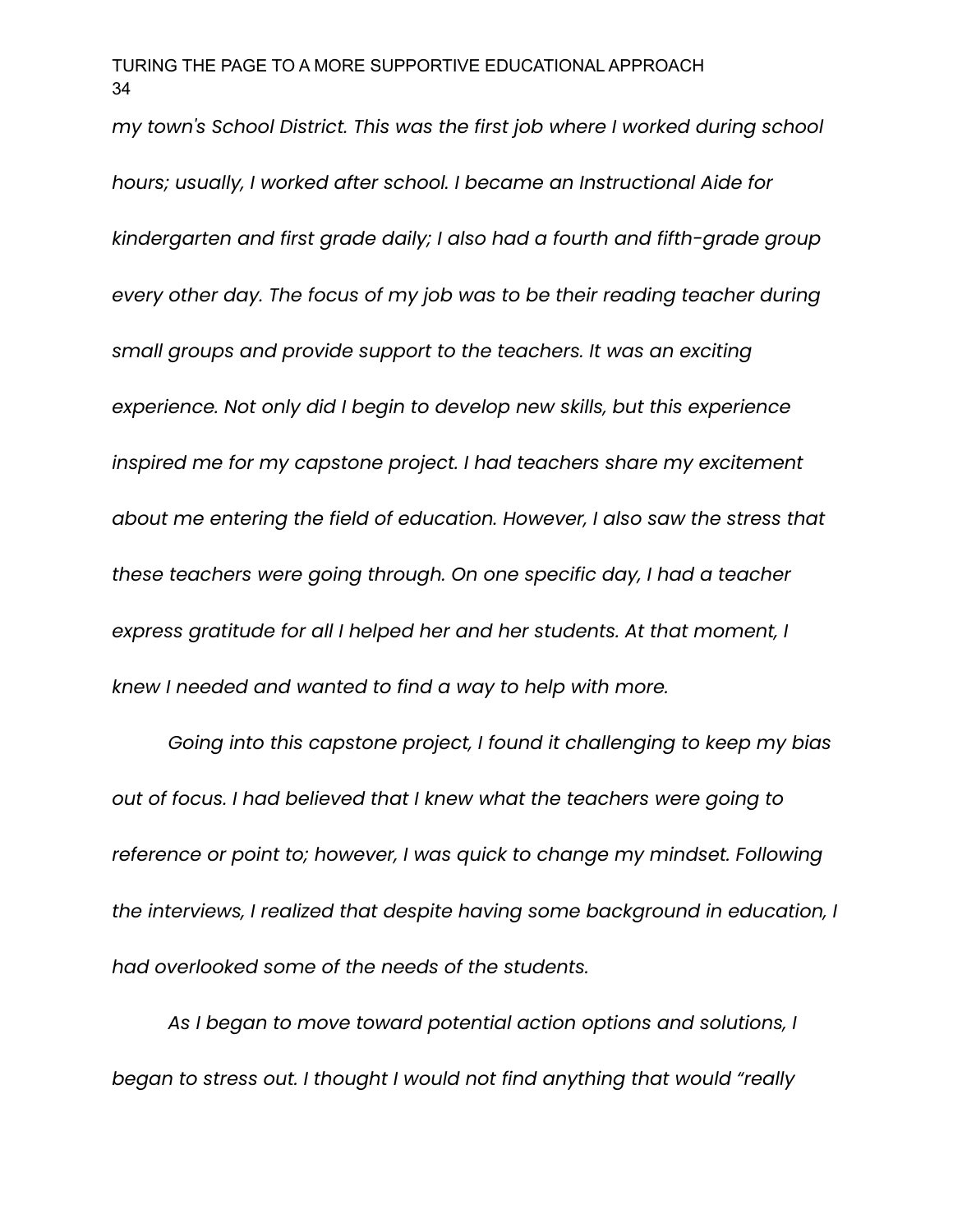*my town's School District. This was the first job where I worked during school hours; usually, I worked after school. I became an Instructional Aide for kindergarten and first grade daily; I also had a fourth and fifth-grade group every other day. The focus of my job was to be their reading teacher during small groups and provide support to the teachers. It was an exciting experience. Not only did I begin to develop new skills, but this experience inspired me for my capstone project. I had teachers share my excitement about me entering the field of education. However, I also saw the stress that these teachers were going through. On one specific day, I had a teacher express gratitude for all I helped her and her students. At that moment, I knew I needed and wanted to find a way to help with more.*

*Going into this capstone project, I found it challenging to keep my bias out of focus. I had believed that I knew what the teachers were going to reference or point to; however, I was quick to change my mindset. Following the interviews, I realized that despite having some background in education, I had overlooked some of the needs of the students.*

*As I began to move toward potential action options and solutions, I began to stress out. I thought I would not find anything that would "really*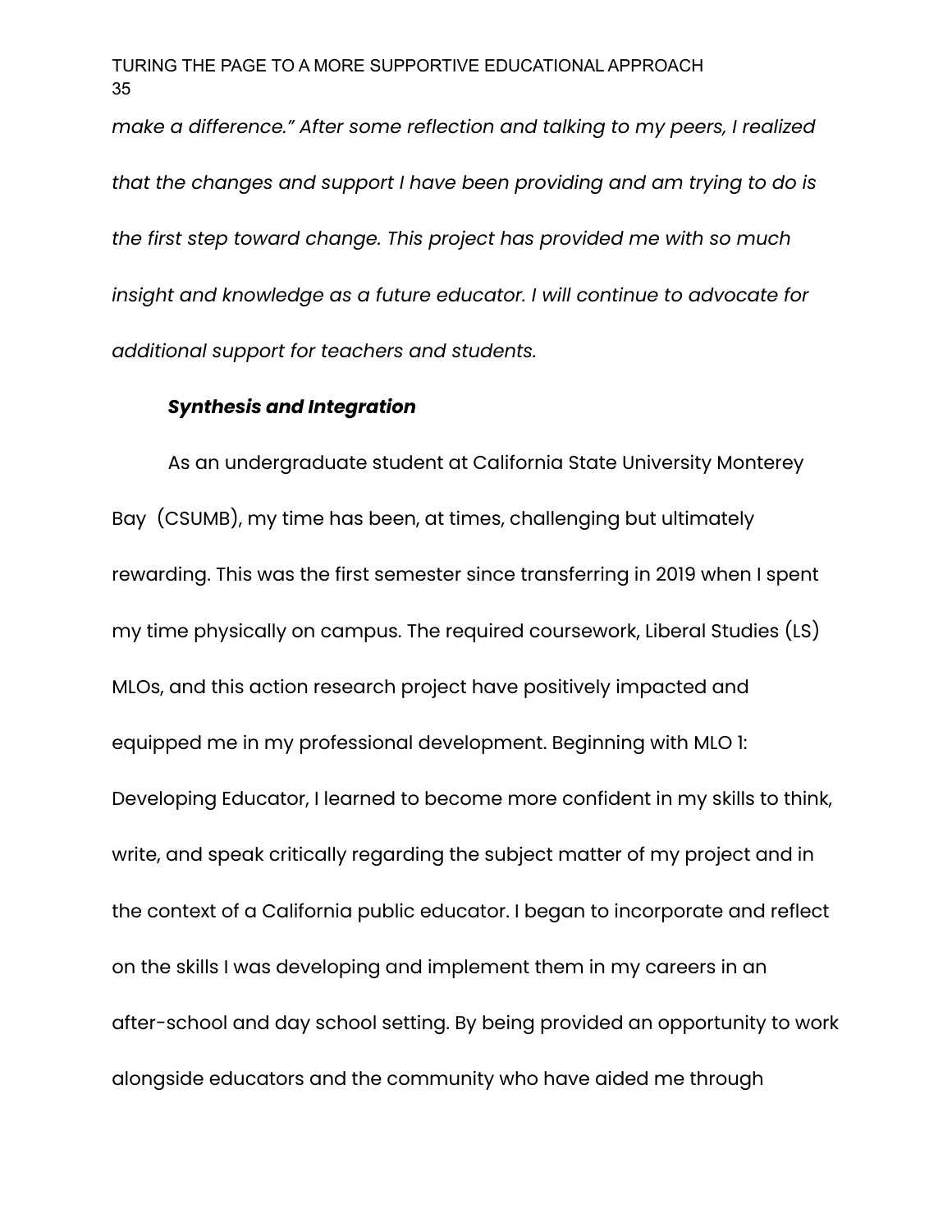*make a difference." After some reflection and talking to my peers, I realized that the changes and support I have been providing and am trying to do is the first step toward change. This project has provided me with so much insight and knowledge as a future educator. I will continue to advocate for additional support for teachers and students.*

***Synthesis and Integration***

As an undergraduate student at California State University Monterey Bay (CSUMB), my time has been, at times, challenging but ultimately rewarding. This was the first semester since transferring in 2019 when I spent my time physically on campus. The required coursework, Liberal Studies (LS) MLOs, and this action research project have positively impacted and equipped me in my professional development. Beginning with MLO 1: Developing Educator, I learned to become more confident in my skills to think, write, and speak critically regarding the subject matter of my project and in the context of a California public educator. I began to incorporate and reflect on the skills I was developing and implement them in my careers in an after-school and day school setting. By being provided an opportunity to work alongside educators and the community who have aided me through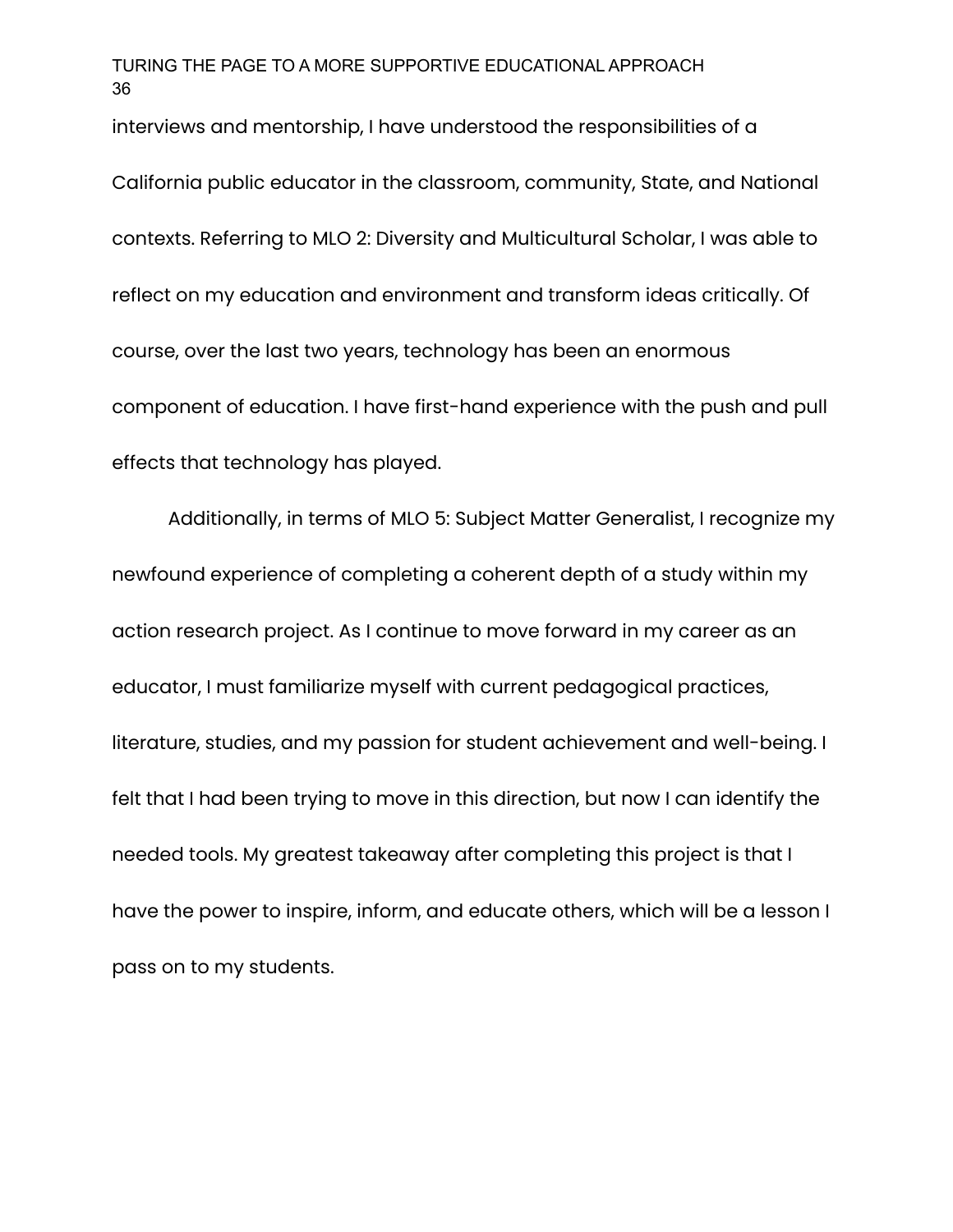interviews and mentorship, I have understood the responsibilities of a California public educator in the classroom, community, State, and National contexts. Referring to MLO 2: Diversity and Multicultural Scholar, I was able to reflect on my education and environment and transform ideas critically. Of course, over the last two years, technology has been an enormous component of education. I have first-hand experience with the push and pull effects that technology has played.

Additionally, in terms of MLO 5: Subject Matter Generalist, I recognize my newfound experience of completing a coherent depth of a study within my action research project. As I continue to move forward in my career as an educator, I must familiarize myself with current pedagogical practices, literature, studies, and my passion for student achievement and well-being. I felt that I had been trying to move in this direction, but now I can identify the needed tools. My greatest takeaway after completing this project is that I have the power to inspire, inform, and educate others, which will be a lesson I pass on to my students.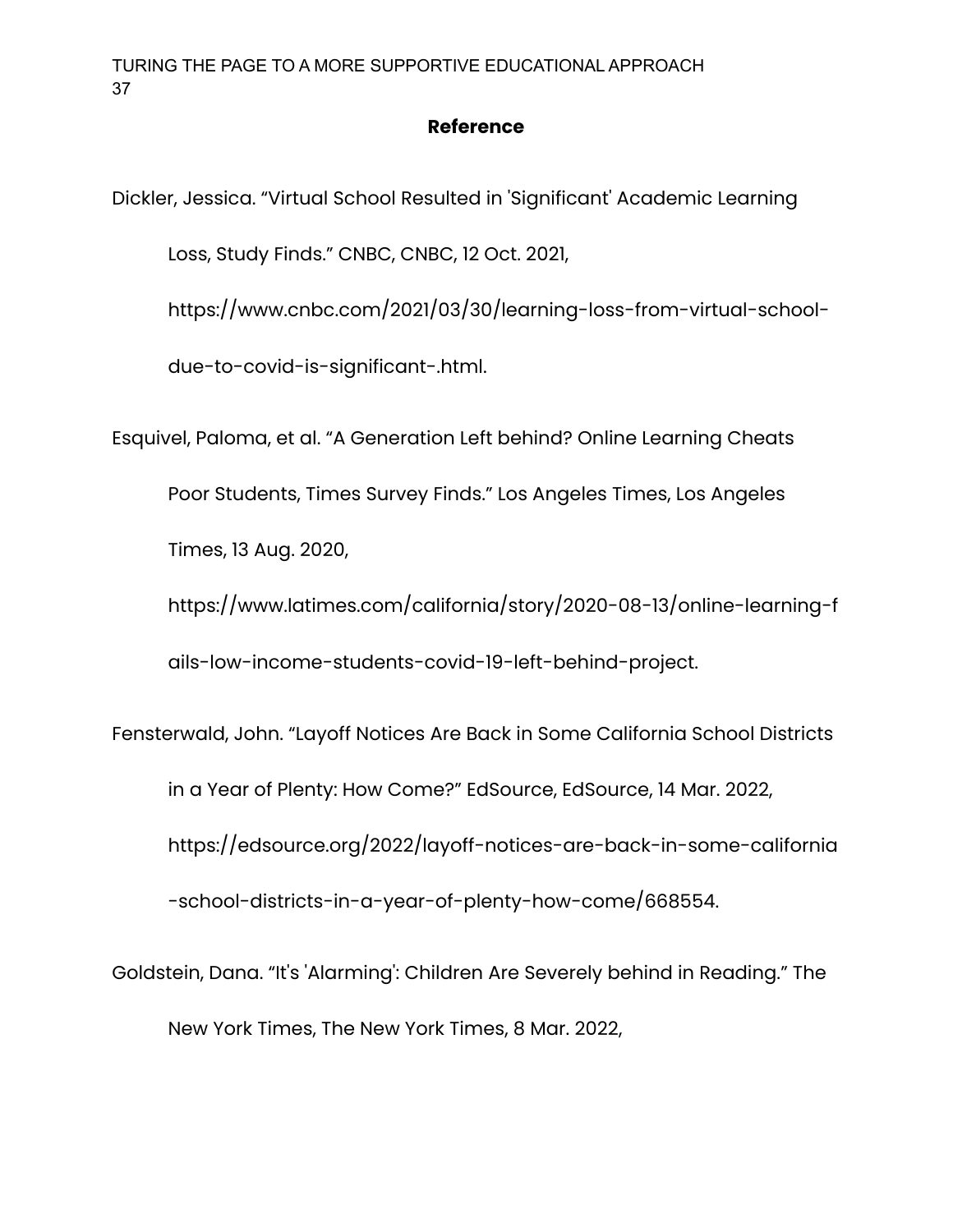## Reference

Dickler, Jessica. “Virtual School Resulted in 'Significant' Academic Learning Loss, Study Finds.” CNBC, CNBC, 12 Oct. 2021, https://www.cnbc.com/2021/03/30/learning-loss-from-virtual-school-due-to-covid-is-significant-.html.

Esquivel, Paloma, et al. “A Generation Left behind? Online Learning Cheats Poor Students, Times Survey Finds.” Los Angeles Times, Los Angeles Times, 13 Aug. 2020, https://www.latimes.com/california/story/2020-08-13/online-learning-fails-low-income-students-covid-19-left-behind-project.

Fensterwald, John. “Layoff Notices Are Back in Some California School Districts in a Year of Plenty: How Come?” EdSource, EdSource, 14 Mar. 2022, https://edsource.org/2022/layoff-notices-are-back-in-some-california-school-districts-in-a-year-of-plenty-how-come/668554.

Goldstein, Dana. “It's 'Alarming': Children Are Severely behind in Reading.” The New York Times, The New York Times, 8 Mar. 2022,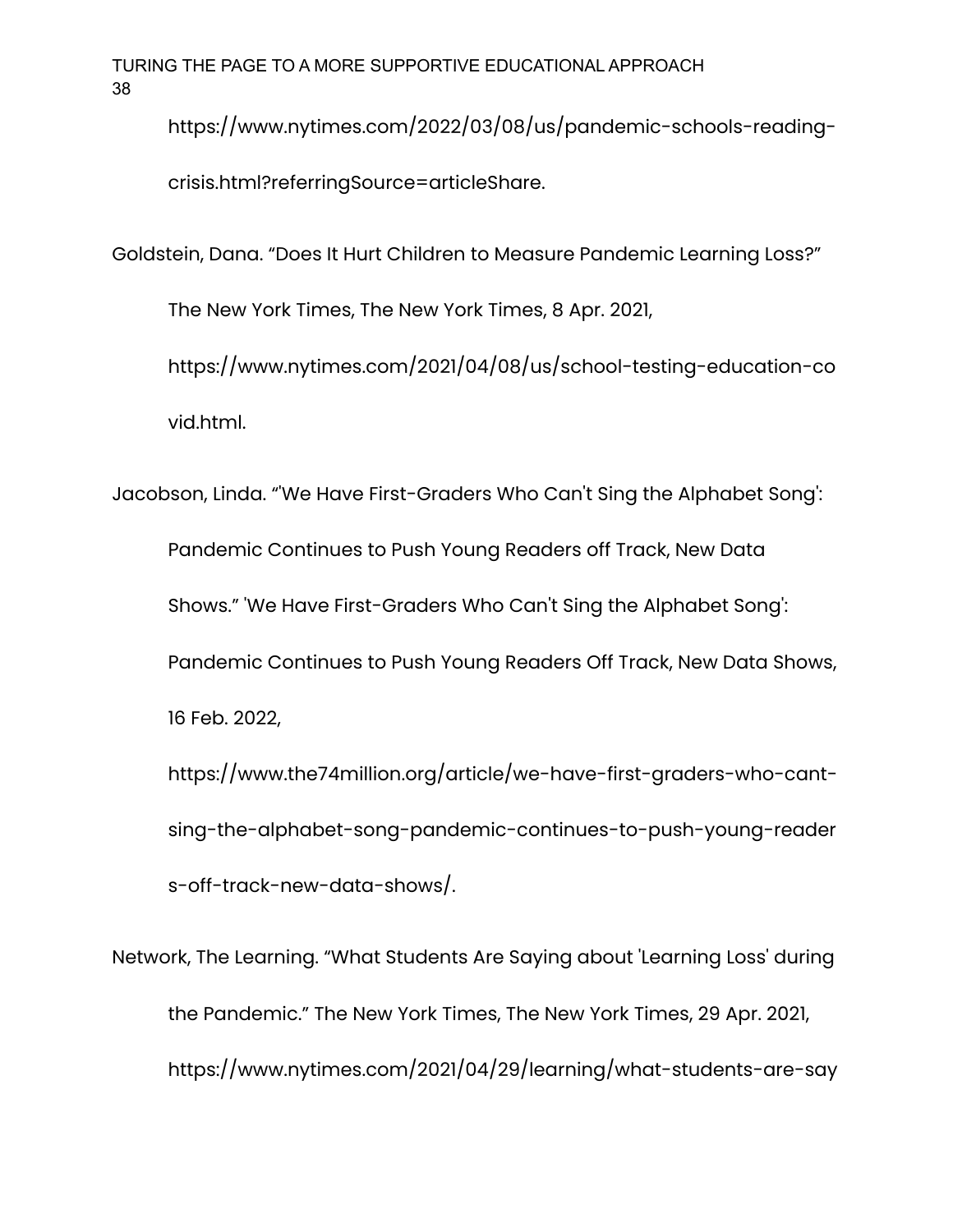https://www.nytimes.com/2022/03/08/us/pandemic-schools-reading-crisis.html?referringSource=articleShare.

Goldstein, Dana. “Does It Hurt Children to Measure Pandemic Learning Loss?” The New York Times, The New York Times, 8 Apr. 2021, https://www.nytimes.com/2021/04/08/us/school-testing-education-covid.html.

Jacobson, Linda. “'We Have First-Graders Who Can't Sing the Alphabet Song': Pandemic Continues to Push Young Readers off Track, New Data Shows.” 'We Have First-Graders Who Can't Sing the Alphabet Song': Pandemic Continues to Push Young Readers Off Track, New Data Shows, 16 Feb. 2022, https://www.the74million.org/article/we-have-first-graders-who-cant-sing-the-alphabet-song-pandemic-continues-to-push-young-readers-off-track-new-data-shows/.

Network, The Learning. “What Students Are Saying about 'Learning Loss' during the Pandemic.” The New York Times, The New York Times, 29 Apr. 2021, https://www.nytimes.com/2021/04/29/learning/what-students-are-say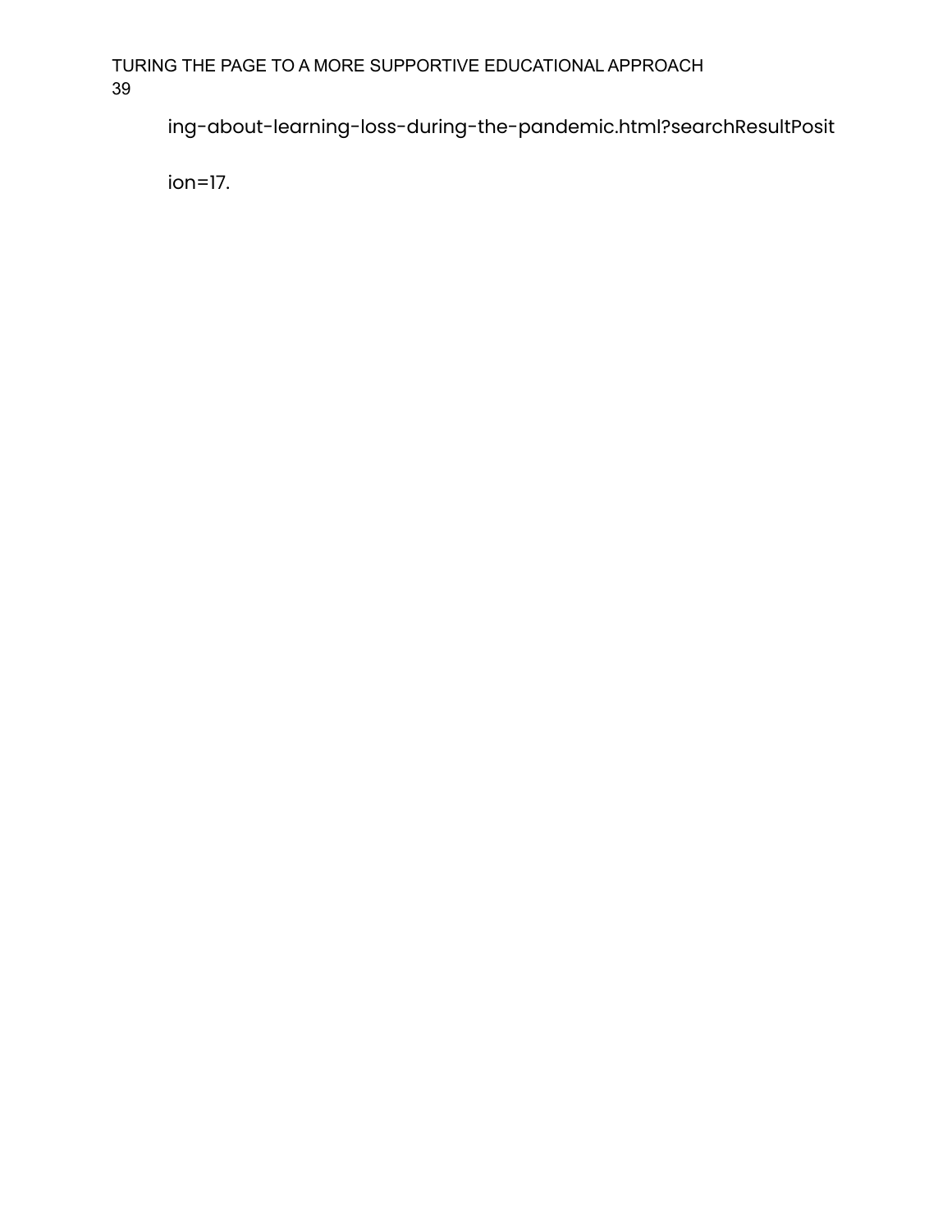ing-about-learning-loss-during-the-pandemic.html?searchResultPosit

ion=17.